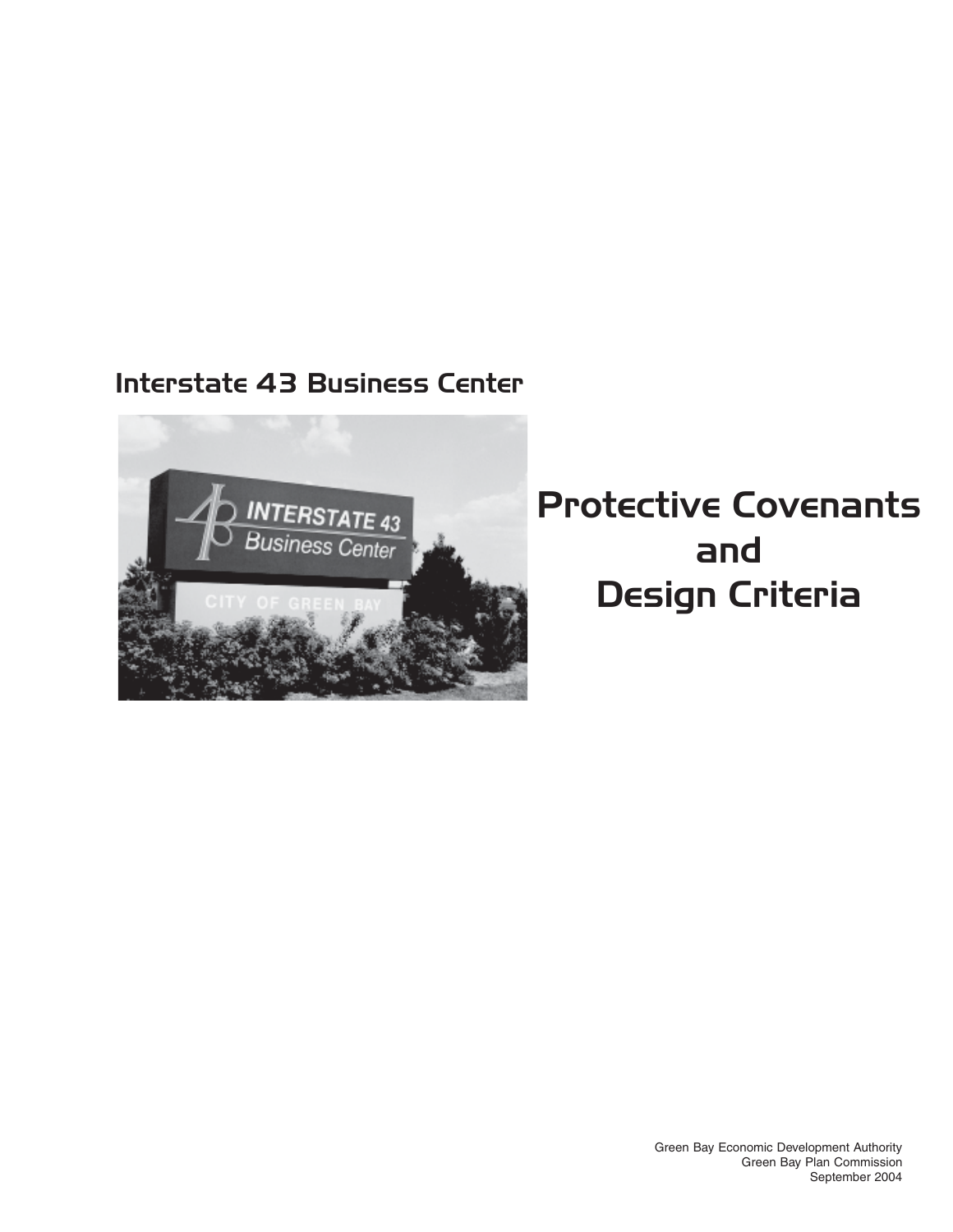## Interstate 43 Business Center

# Protective Covenants and Design Criteria

Green Bay Economic Development Authority
Green Bay Plan Commission
September 2004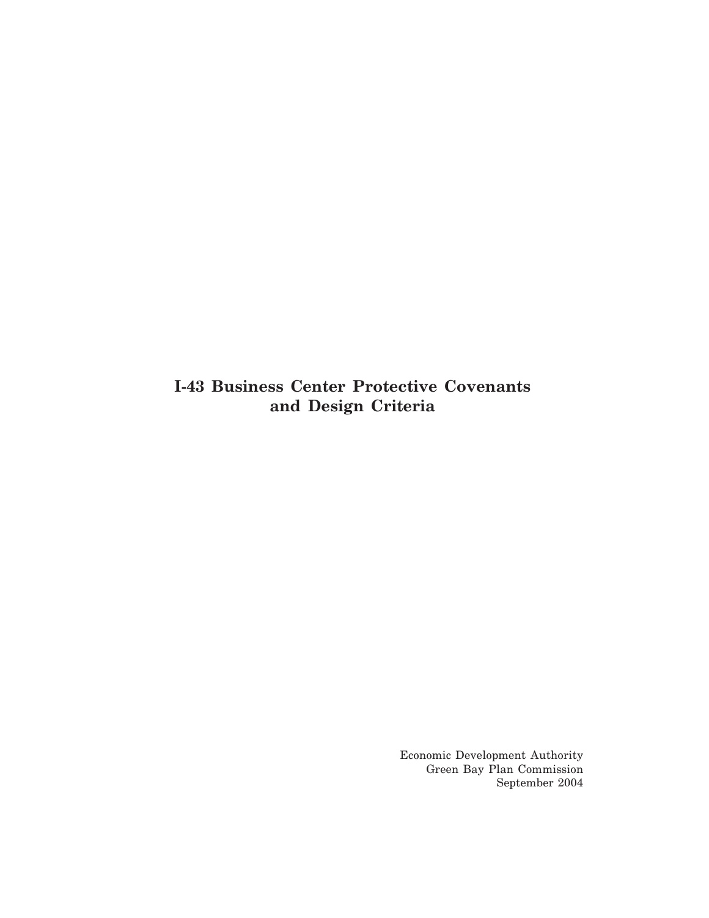# I-43 Business Center Protective Covenants and Design Criteria

Economic Development Authority
Green Bay Plan Commission
September 2004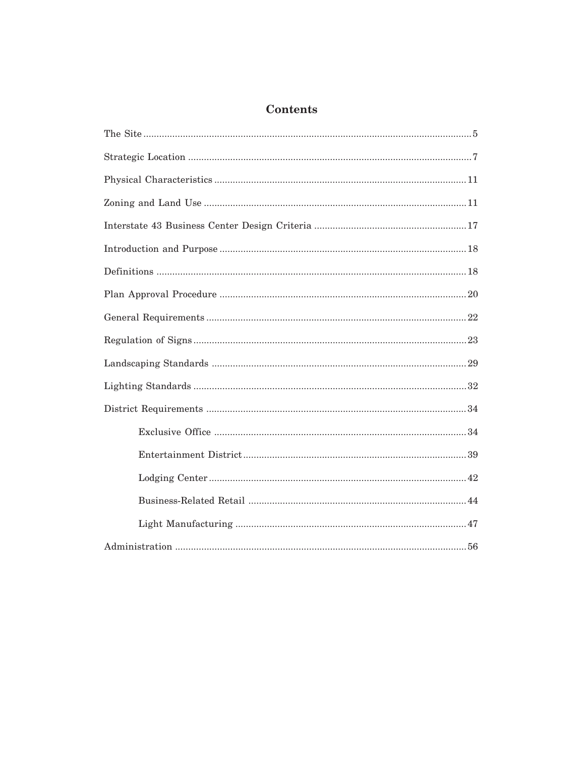# Contents

| | |
|---|---|
| The Site | 5 |
| Strategic Location | 7 |
| Physical Characteristics | 11 |
| Zoning and Land Use | 11 |
| Interstate 43 Business Center Design Criteria | 17 |
| Introduction and Purpose | 18 |
| Definitions | 18 |
| Plan Approval Procedure | 20 |
| General Requirements | 22 |
| Regulation of Signs | 23 |
| Landscaping Standards | 29 |
| Lighting Standards | 32 |
| District Requirements | 34 |
| Exclusive Office | 34 |
| Entertainment District | 39 |
| Lodging Center | 42 |
| Business-Related Retail | 44 |
| Light Manufacturing | 47 |
| Administration | 56 |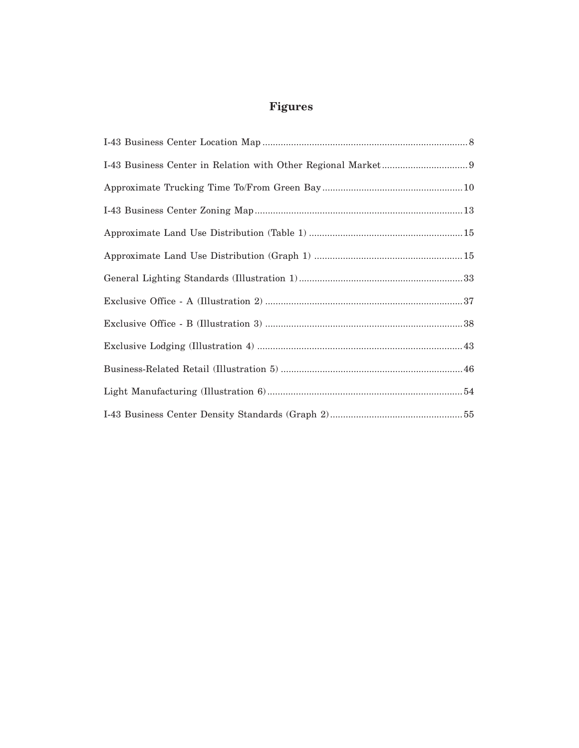# Figures

| | |
|---|---|
| I-43 Business Center Location Map | 8 |
| I-43 Business Center in Relation with Other Regional Market | 9 |
| Approximate Trucking Time To/From Green Bay | 10 |
| I-43 Business Center Zoning Map | 13 |
| Approximate Land Use Distribution (Table 1) | 15 |
| Approximate Land Use Distribution (Graph 1) | 15 |
| General Lighting Standards (Illustration 1) | 33 |
| Exclusive Office - A (Illustration 2) | 37 |
| Exclusive Office - B (Illustration 3) | 38 |
| Exclusive Lodging (Illustration 4) | 43 |
| Business-Related Retail (Illustration 5) | 46 |
| Light Manufacturing (Illustration 6) | 54 |
| I-43 Business Center Density Standards (Graph 2) | 55 |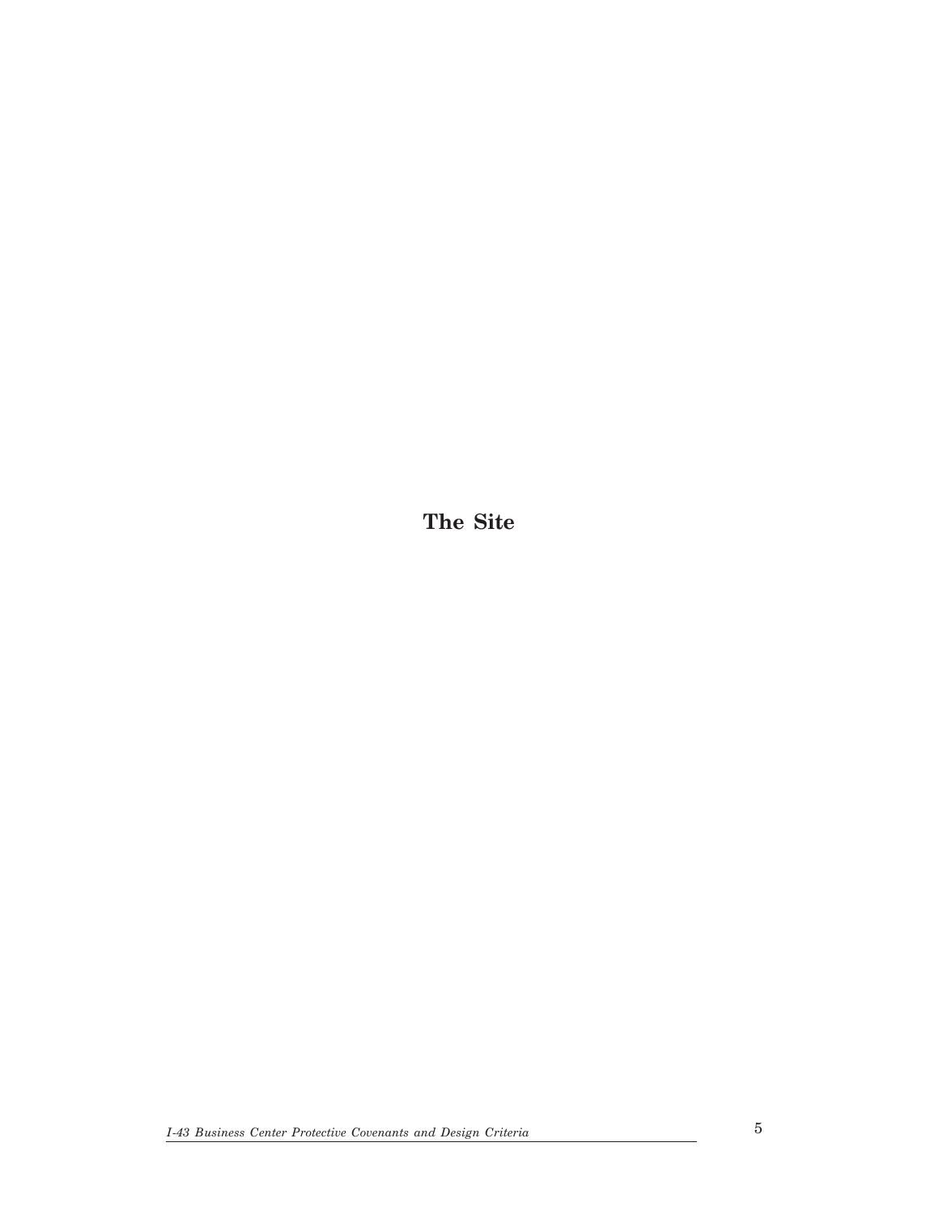# The Site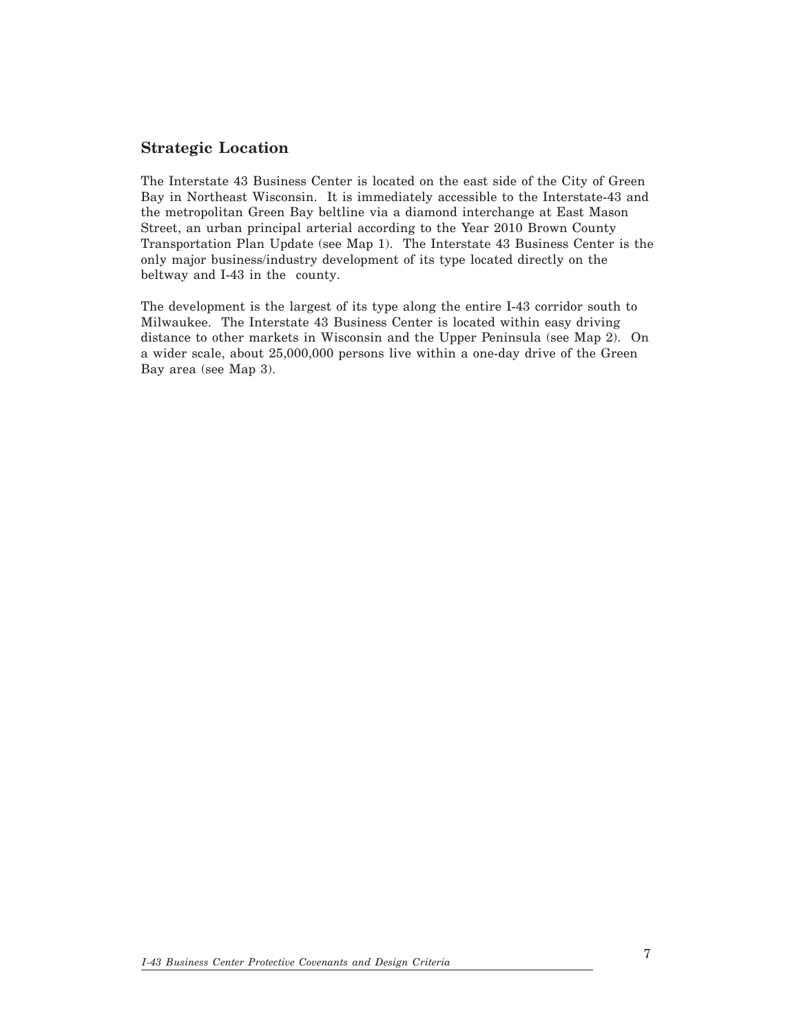## Strategic Location

The Interstate 43 Business Center is located on the east side of the City of Green Bay in Northeast Wisconsin. It is immediately accessible to the Interstate-43 and the metropolitan Green Bay beltline via a diamond interchange at East Mason Street, an urban principal arterial according to the Year 2010 Brown County Transportation Plan Update (see Map 1). The Interstate 43 Business Center is the only major business/industry development of its type located directly on the beltway and I-43 in the county.

The development is the largest of its type along the entire I-43 corridor south to Milwaukee. The Interstate 43 Business Center is located within easy driving distance to other markets in Wisconsin and the Upper Peninsula (see Map 2). On a wider scale, about 25,000,000 persons live within a one-day drive of the Green Bay area (see Map 3).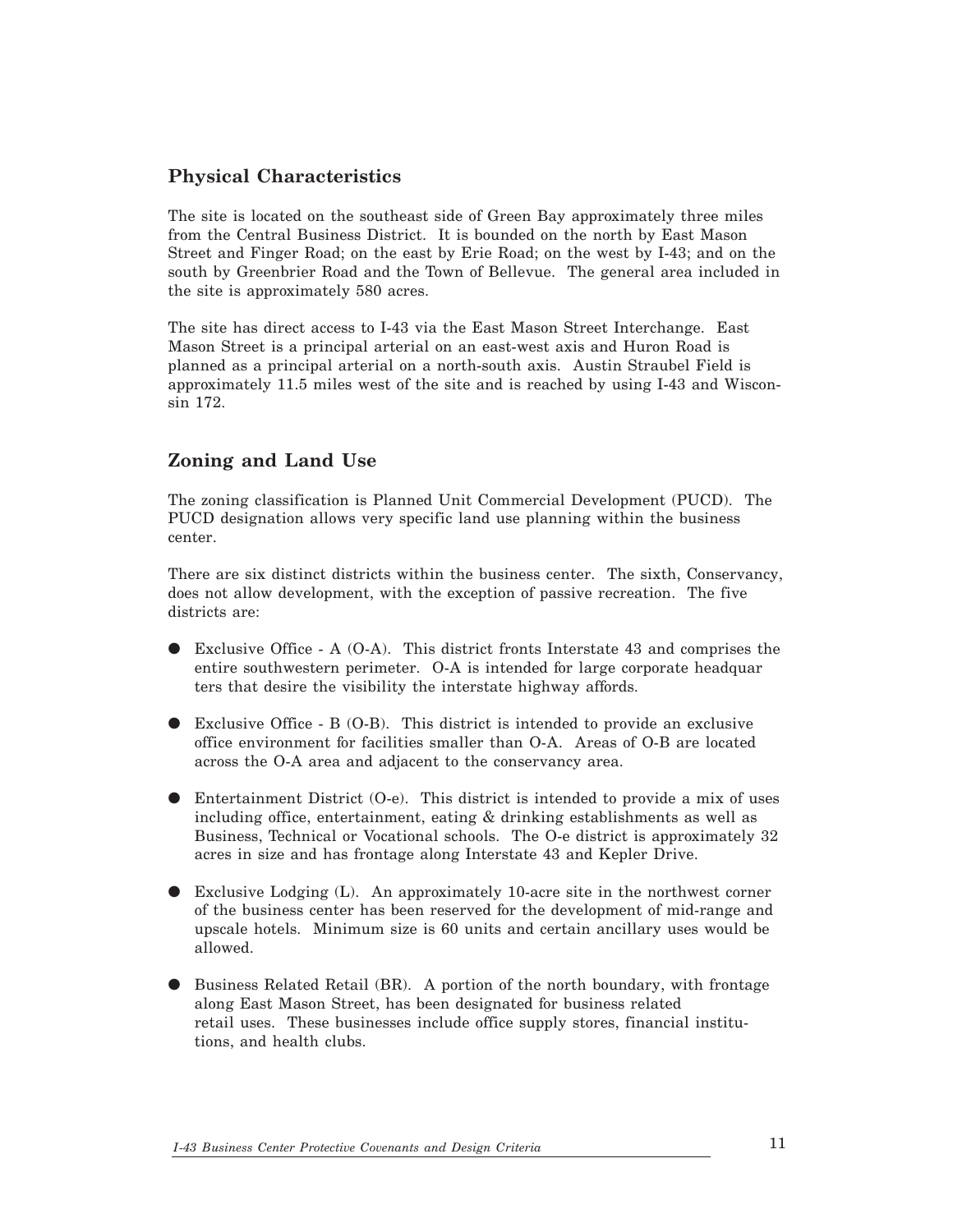## Physical Characteristics

The site is located on the southeast side of Green Bay approximately three miles from the Central Business District. It is bounded on the north by East Mason Street and Finger Road; on the east by Erie Road; on the west by I-43; and on the south by Greenbrier Road and the Town of Bellevue. The general area included in the site is approximately 580 acres.

The site has direct access to I-43 via the East Mason Street Interchange. East Mason Street is a principal arterial on an east-west axis and Huron Road is planned as a principal arterial on a north-south axis. Austin Straubel Field is approximately 11.5 miles west of the site and is reached by using I-43 and Wisconsin 172.

## Zoning and Land Use

The zoning classification is Planned Unit Commercial Development (PUCD). The PUCD designation allows very specific land use planning within the business center.

There are six distinct districts within the business center. The sixth, Conservancy, does not allow development, with the exception of passive recreation. The five districts are:

- Exclusive Office - A (O-A). This district fronts Interstate 43 and comprises the entire southwestern perimeter. O-A is intended for large corporate headquarters that desire the visibility the interstate highway affords.

- Exclusive Office - B (O-B). This district is intended to provide an exclusive office environment for facilities smaller than O-A. Areas of O-B are located across the O-A area and adjacent to the conservancy area.

- Entertainment District (O-e). This district is intended to provide a mix of uses including office, entertainment, eating & drinking establishments as well as Business, Technical or Vocational schools. The O-e district is approximately 32 acres in size and has frontage along Interstate 43 and Kepler Drive.

- Exclusive Lodging (L). An approximately 10-acre site in the northwest corner of the business center has been reserved for the development of mid-range and upscale hotels. Minimum size is 60 units and certain ancillary uses would be allowed.

- Business Related Retail (BR). A portion of the north boundary, with frontage along East Mason Street, has been designated for business related retail uses. These businesses include office supply stores, financial institutions, and health clubs.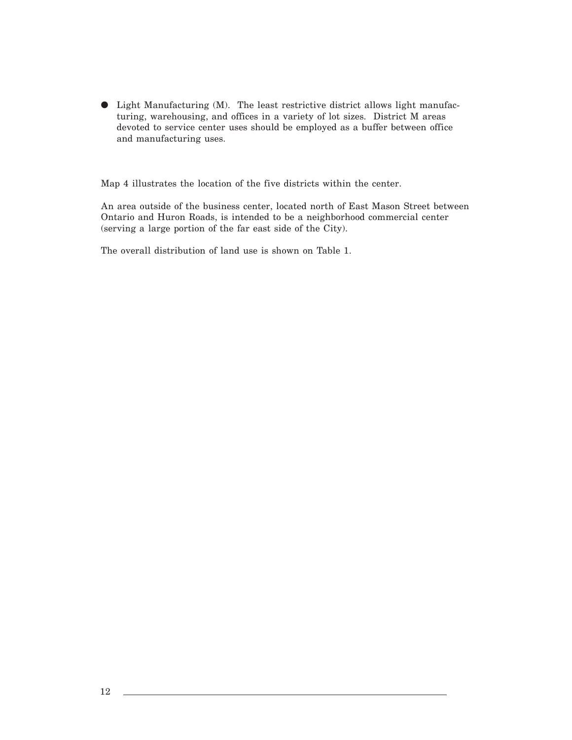- Light Manufacturing (M). The least restrictive district allows light manufacturing, warehousing, and offices in a variety of lot sizes. District M areas devoted to service center uses should be employed as a buffer between office and manufacturing uses.

Map 4 illustrates the location of the five districts within the center.

An area outside of the business center, located north of East Mason Street between Ontario and Huron Roads, is intended to be a neighborhood commercial center (serving a large portion of the far east side of the City).

The overall distribution of land use is shown on Table 1.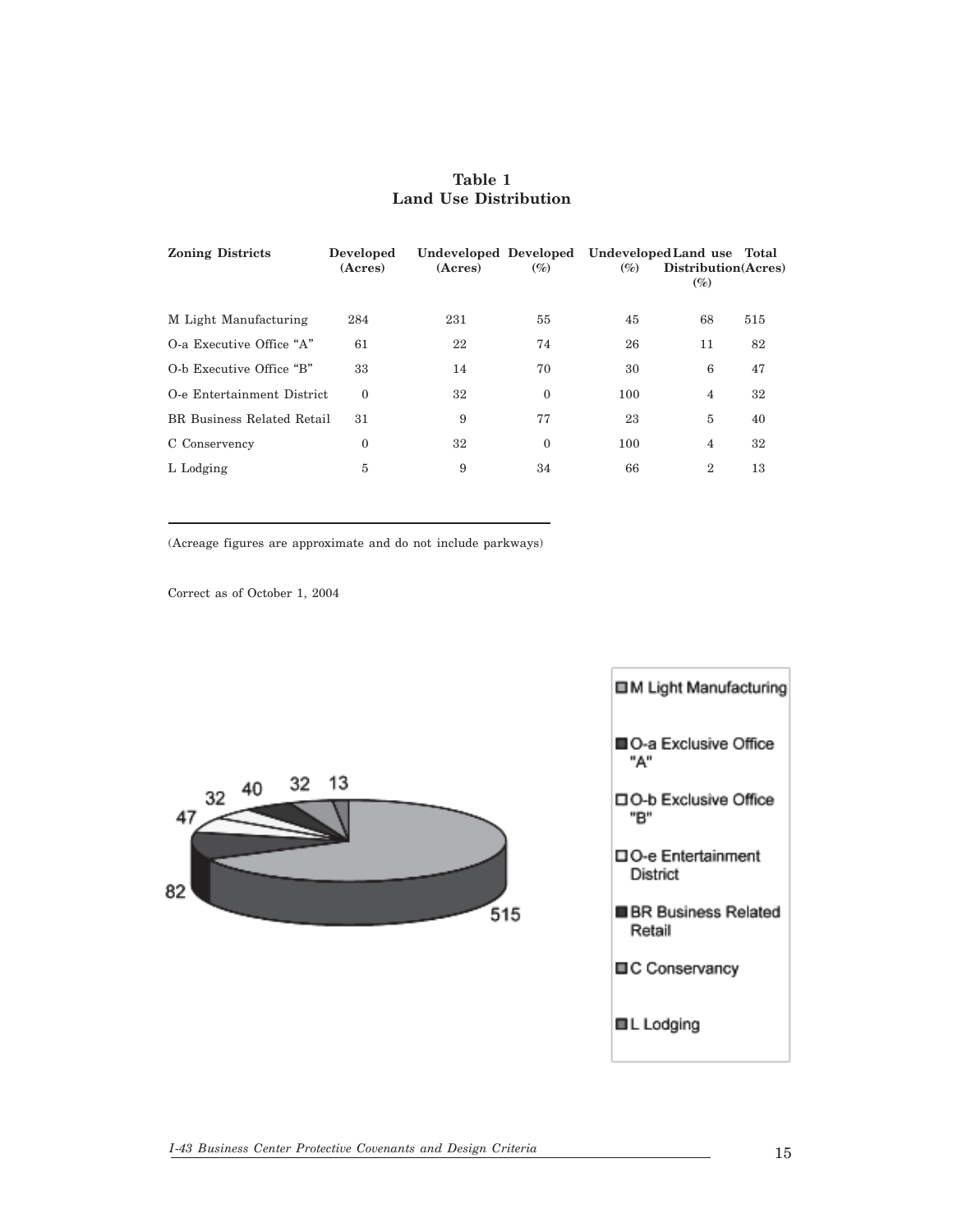**Table 1**
**Land Use Distribution**

| Zoning Districts | Developed (Acres) | Undeveloped (Acres) | Developed (%) | Undeveloped (%) | Land use Distribution (%) | Total (Acres) |
|---|---|---|---|---|---|---|
| M Light Manufacturing | 284 | 231 | 55 | 45 | 68 | 515 |
| O-a Executive Office “A” | 61 | 22 | 74 | 26 | 11 | 82 |
| O-b Executive Office “B” | 33 | 14 | 70 | 30 | 6 | 47 |
| O-e Entertainment District | 0 | 32 | 0 | 100 | 4 | 32 |
| BR Business Related Retail | 31 | 9 | 77 | 23 | 5 | 40 |
| C Conservency | 0 | 32 | 0 | 100 | 4 | 32 |
| L Lodging | 5 | 9 | 34 | 66 | 2 | 13 |

(Acreage figures are approximate and do not include parkways)

Correct as of October 1, 2004

47 32 40 32 13

82 515

- M Light Manufacturing
- O-a Exclusive Office "A"
- O-b Exclusive Office "B"
- O-e Entertainment District
- BR Business Related Retail
- C Conservancy
- L Lodging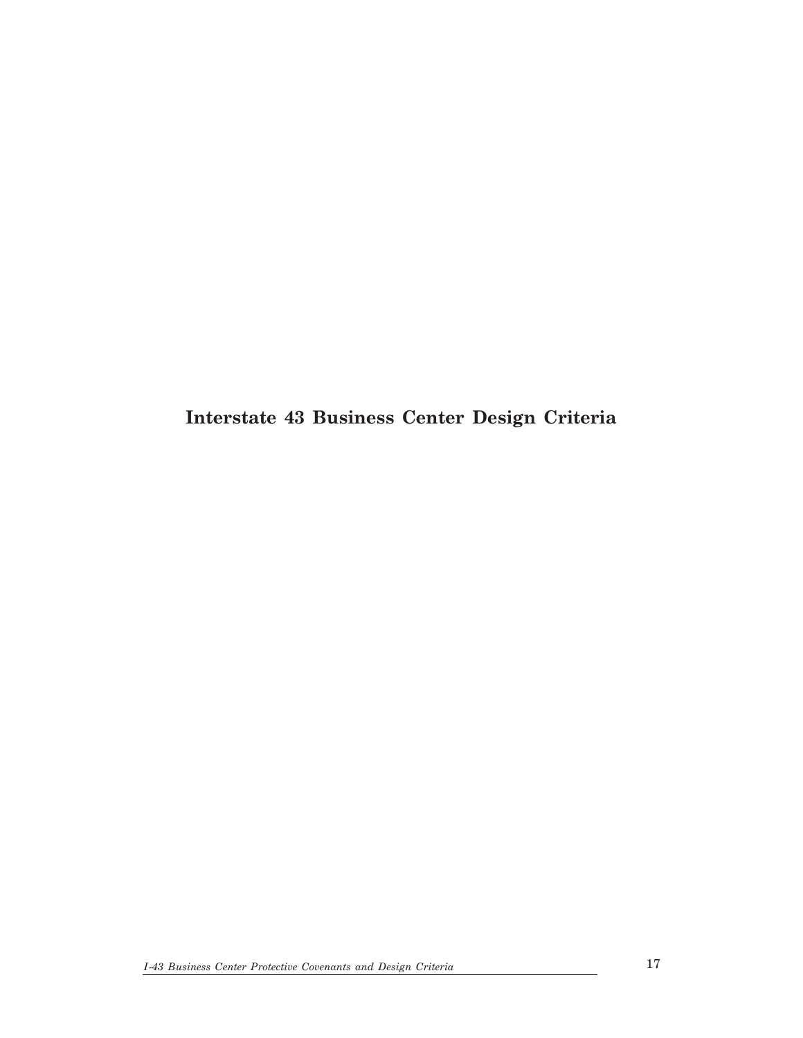# Interstate 43 Business Center Design Criteria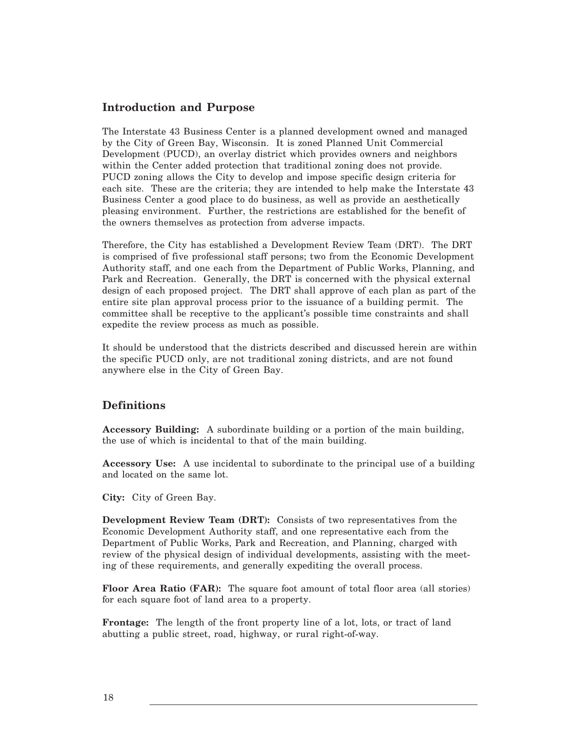## Introduction and Purpose

The Interstate 43 Business Center is a planned development owned and managed by the City of Green Bay, Wisconsin. It is zoned Planned Unit Commercial Development (PUCD), an overlay district which provides owners and neighbors within the Center added protection that traditional zoning does not provide. PUCD zoning allows the City to develop and impose specific design criteria for each site. These are the criteria; they are intended to help make the Interstate 43 Business Center a good place to do business, as well as provide an aesthetically pleasing environment. Further, the restrictions are established for the benefit of the owners themselves as protection from adverse impacts.

Therefore, the City has established a Development Review Team (DRT). The DRT is comprised of five professional staff persons; two from the Economic Development Authority staff, and one each from the Department of Public Works, Planning, and Park and Recreation. Generally, the DRT is concerned with the physical external design of each proposed project. The DRT shall approve of each plan as part of the entire site plan approval process prior to the issuance of a building permit. The committee shall be receptive to the applicant's possible time constraints and shall expedite the review process as much as possible.

It should be understood that the districts described and discussed herein are within the specific PUCD only, are not traditional zoning districts, and are not found anywhere else in the City of Green Bay.

## Definitions

**Accessory Building:** A subordinate building or a portion of the main building, the use of which is incidental to that of the main building.

**Accessory Use:** A use incidental to subordinate to the principal use of a building and located on the same lot.

**City:** City of Green Bay.

**Development Review Team (DRT):** Consists of two representatives from the Economic Development Authority staff, and one representative each from the Department of Public Works, Park and Recreation, and Planning, charged with review of the physical design of individual developments, assisting with the meeting of these requirements, and generally expediting the overall process.

**Floor Area Ratio (FAR):** The square foot amount of total floor area (all stories) for each square foot of land area to a property.

**Frontage:** The length of the front property line of a lot, lots, or tract of land abutting a public street, road, highway, or rural right-of-way.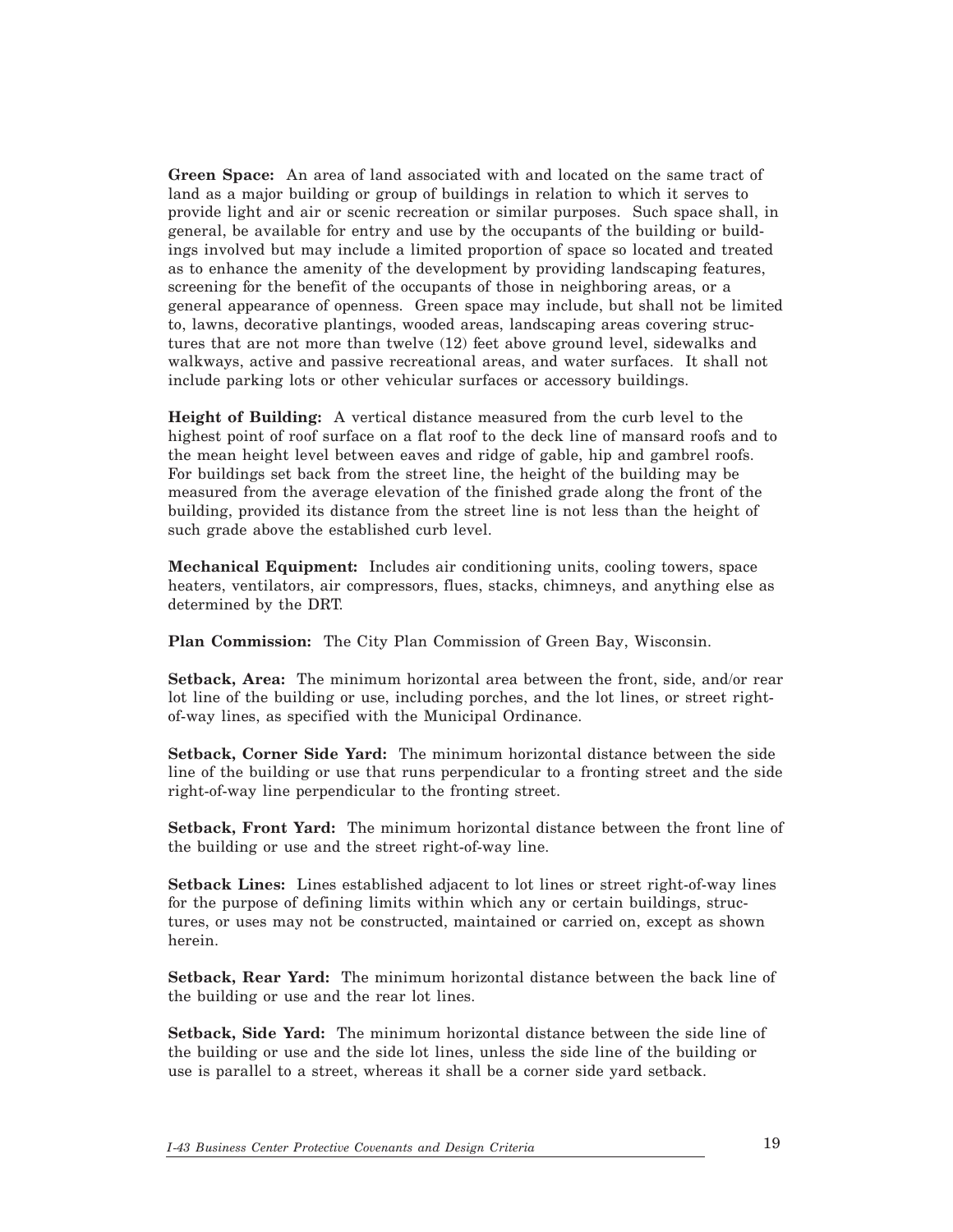**Green Space:** An area of land associated with and located on the same tract of land as a major building or group of buildings in relation to which it serves to provide light and air or scenic recreation or similar purposes. Such space shall, in general, be available for entry and use by the occupants of the building or buildings involved but may include a limited proportion of space so located and treated as to enhance the amenity of the development by providing landscaping features, screening for the benefit of the occupants of those in neighboring areas, or a general appearance of openness. Green space may include, but shall not be limited to, lawns, decorative plantings, wooded areas, landscaping areas covering structures that are not more than twelve (12) feet above ground level, sidewalks and walkways, active and passive recreational areas, and water surfaces. It shall not include parking lots or other vehicular surfaces or accessory buildings.

**Height of Building:** A vertical distance measured from the curb level to the highest point of roof surface on a flat roof to the deck line of mansard roofs and to the mean height level between eaves and ridge of gable, hip and gambrel roofs. For buildings set back from the street line, the height of the building may be measured from the average elevation of the finished grade along the front of the building, provided its distance from the street line is not less than the height of such grade above the established curb level.

**Mechanical Equipment:** Includes air conditioning units, cooling towers, space heaters, ventilators, air compressors, flues, stacks, chimneys, and anything else as determined by the DRT.

**Plan Commission:** The City Plan Commission of Green Bay, Wisconsin.

**Setback, Area:** The minimum horizontal area between the front, side, and/or rear lot line of the building or use, including porches, and the lot lines, or street right-of-way lines, as specified with the Municipal Ordinance.

**Setback, Corner Side Yard:** The minimum horizontal distance between the side line of the building or use that runs perpendicular to a fronting street and the side right-of-way line perpendicular to the fronting street.

**Setback, Front Yard:** The minimum horizontal distance between the front line of the building or use and the street right-of-way line.

**Setback Lines:** Lines established adjacent to lot lines or street right-of-way lines for the purpose of defining limits within which any or certain buildings, structures, or uses may not be constructed, maintained or carried on, except as shown herein.

**Setback, Rear Yard:** The minimum horizontal distance between the back line of the building or use and the rear lot lines.

**Setback, Side Yard:** The minimum horizontal distance between the side line of the building or use and the side lot lines, unless the side line of the building or use is parallel to a street, whereas it shall be a corner side yard setback.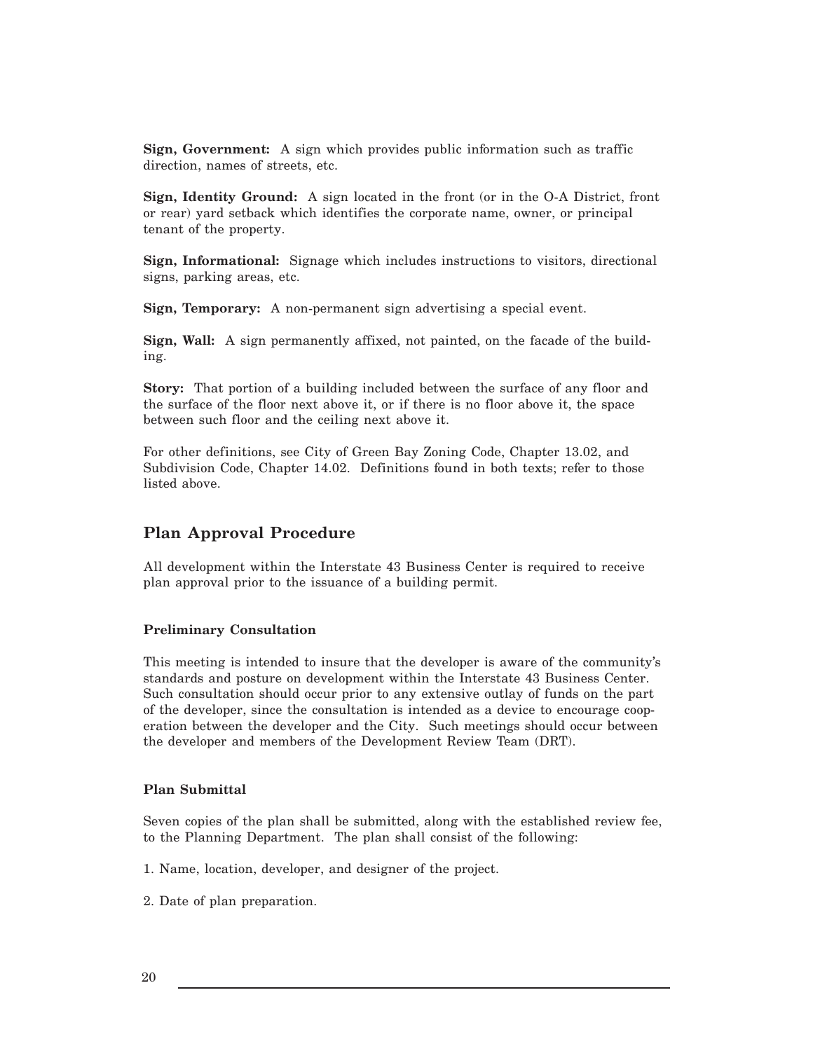**Sign, Government:** A sign which provides public information such as traffic direction, names of streets, etc.

**Sign, Identity Ground:** A sign located in the front (or in the O-A District, front or rear) yard setback which identifies the corporate name, owner, or principal tenant of the property.

**Sign, Informational:** Signage which includes instructions to visitors, directional signs, parking areas, etc.

**Sign, Temporary:** A non-permanent sign advertising a special event.

**Sign, Wall:** A sign permanently affixed, not painted, on the facade of the building.

**Story:** That portion of a building included between the surface of any floor and the surface of the floor next above it, or if there is no floor above it, the space between such floor and the ceiling next above it.

For other definitions, see City of Green Bay Zoning Code, Chapter 13.02, and Subdivision Code, Chapter 14.02. Definitions found in both texts; refer to those listed above.

## Plan Approval Procedure

All development within the Interstate 43 Business Center is required to receive plan approval prior to the issuance of a building permit.

### Preliminary Consultation

This meeting is intended to insure that the developer is aware of the community's standards and posture on development within the Interstate 43 Business Center. Such consultation should occur prior to any extensive outlay of funds on the part of the developer, since the consultation is intended as a device to encourage cooperation between the developer and the City. Such meetings should occur between the developer and members of the Development Review Team (DRT).

### Plan Submittal

Seven copies of the plan shall be submitted, along with the established review fee, to the Planning Department. The plan shall consist of the following:

1. Name, location, developer, and designer of the project.

2. Date of plan preparation.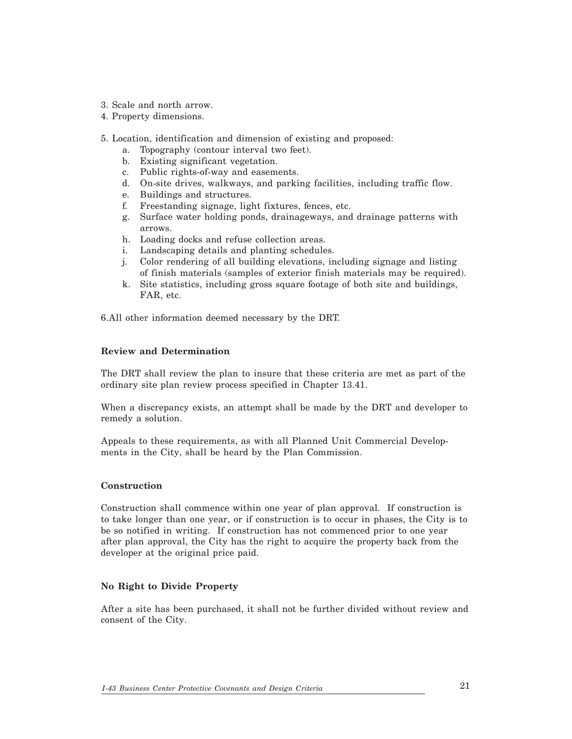3. Scale and north arrow.
4. Property dimensions.

5. Location, identification and dimension of existing and proposed:
   a. Topography (contour interval two feet).
   b. Existing significant vegetation.
   c. Public rights-of-way and easements.
   d. On-site drives, walkways, and parking facilities, including traffic flow.
   e. Buildings and structures.
   f. Freestanding signage, light fixtures, fences, etc.
   g. Surface water holding ponds, drainageways, and drainage patterns with arrows.
   h. Loading docks and refuse collection areas.
   i. Landscaping details and planting schedules.
   j. Color rendering of all building elevations, including signage and listing of finish materials (samples of exterior finish materials may be required).
   k. Site statistics, including gross square footage of both site and buildings, FAR, etc.

6.All other information deemed necessary by the DRT.

**Review and Determination**

The DRT shall review the plan to insure that these criteria are met as part of the ordinary site plan review process specified in Chapter 13.41.

When a discrepancy exists, an attempt shall be made by the DRT and developer to remedy a solution.

Appeals to these requirements, as with all Planned Unit Commercial Developments in the City, shall be heard by the Plan Commission.

**Construction**

Construction shall commence within one year of plan approval. If construction is to take longer than one year, or if construction is to occur in phases, the City is to be so notified in writing. If construction has not commenced prior to one year after plan approval, the City has the right to acquire the property back from the developer at the original price paid.

**No Right to Divide Property**

After a site has been purchased, it shall not be further divided without review and consent of the City.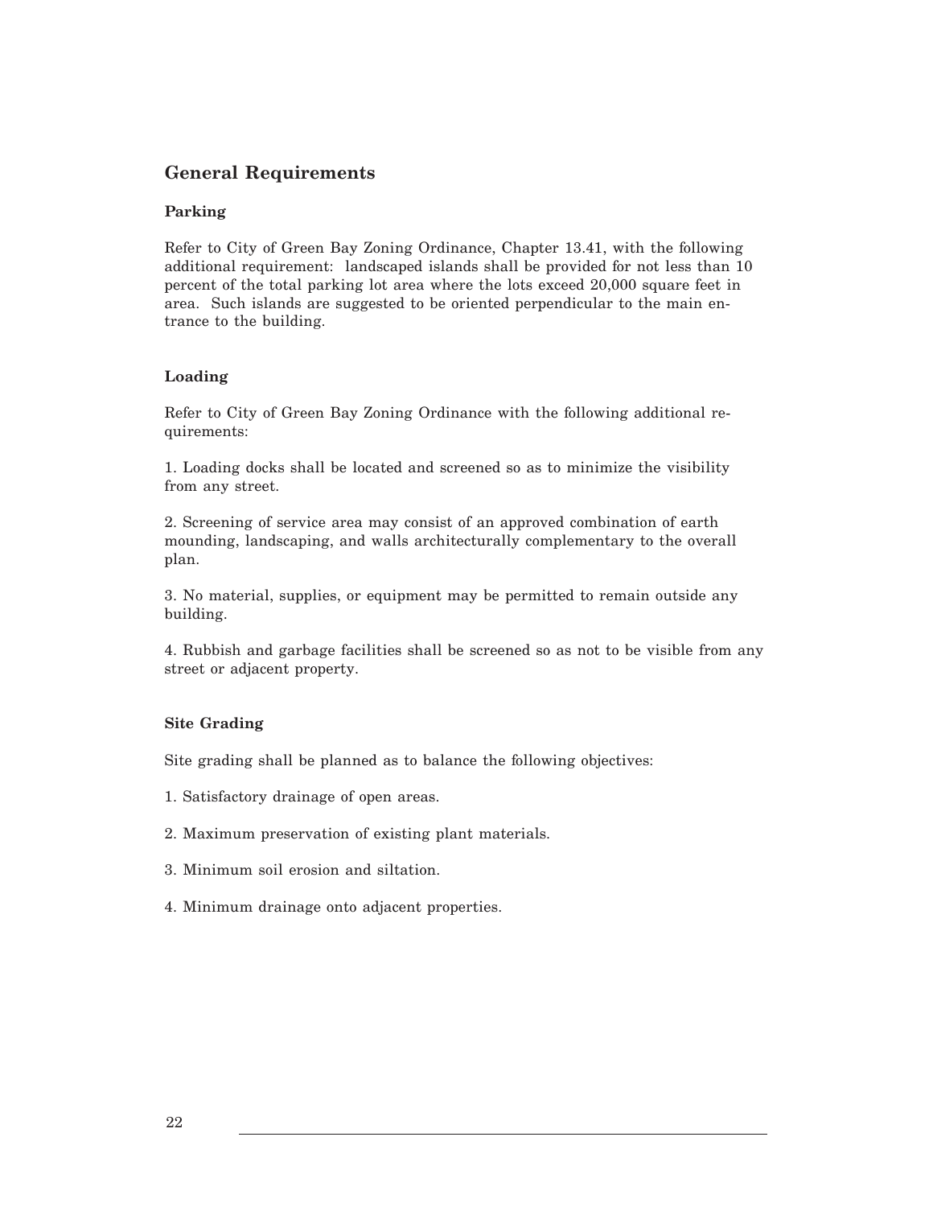## General Requirements

### Parking

Refer to City of Green Bay Zoning Ordinance, Chapter 13.41, with the following additional requirement: landscaped islands shall be provided for not less than 10 percent of the total parking lot area where the lots exceed 20,000 square feet in area. Such islands are suggested to be oriented perpendicular to the main entrance to the building.

### Loading

Refer to City of Green Bay Zoning Ordinance with the following additional requirements:

1. Loading docks shall be located and screened so as to minimize the visibility from any street.

2. Screening of service area may consist of an approved combination of earth mounding, landscaping, and walls architecturally complementary to the overall plan.

3. No material, supplies, or equipment may be permitted to remain outside any building.

4. Rubbish and garbage facilities shall be screened so as not to be visible from any street or adjacent property.

### Site Grading

Site grading shall be planned as to balance the following objectives:

1. Satisfactory drainage of open areas.

2. Maximum preservation of existing plant materials.

3. Minimum soil erosion and siltation.

4. Minimum drainage onto adjacent properties.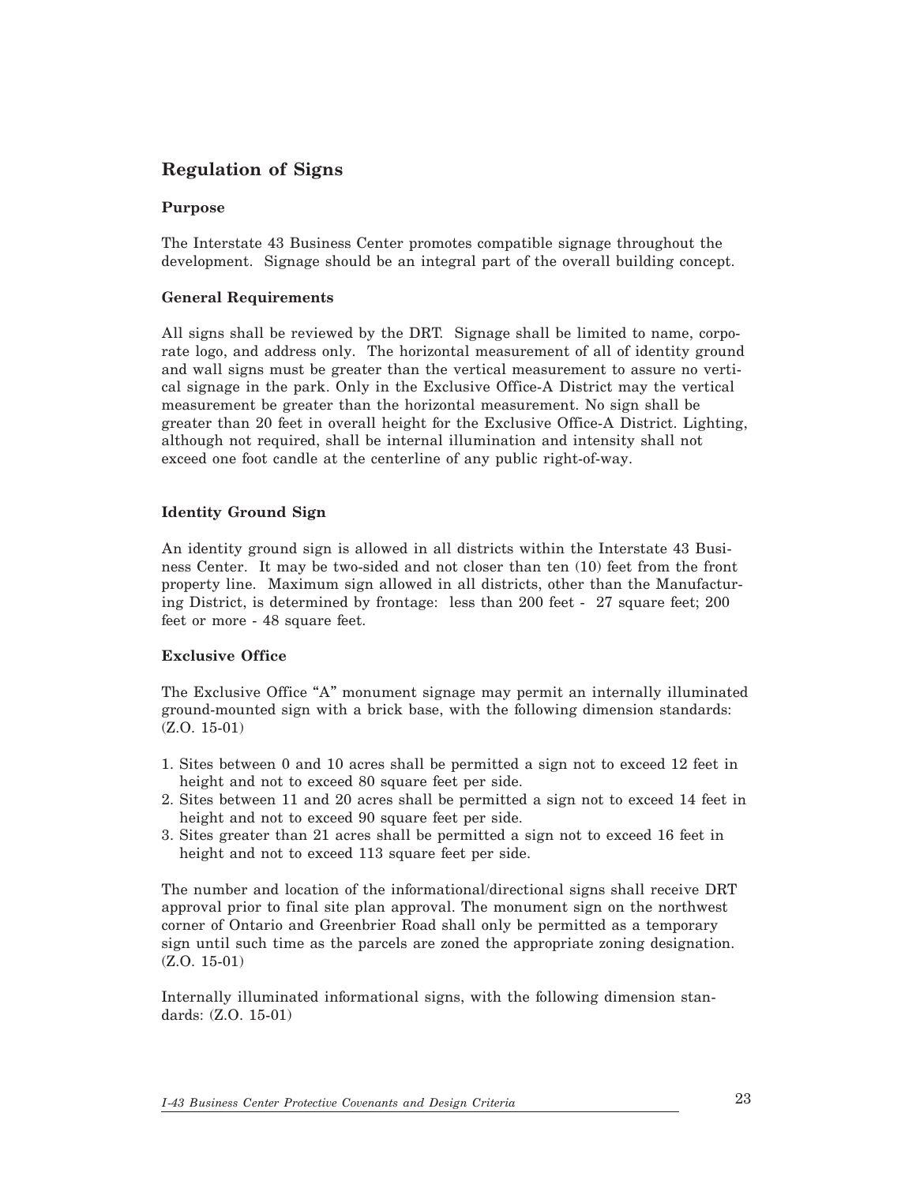## Regulation of Signs

### Purpose

The Interstate 43 Business Center promotes compatible signage throughout the development. Signage should be an integral part of the overall building concept.

### General Requirements

All signs shall be reviewed by the DRT. Signage shall be limited to name, corporate logo, and address only. The horizontal measurement of all of identity ground and wall signs must be greater than the vertical measurement to assure no vertical signage in the park. Only in the Exclusive Office-A District may the vertical measurement be greater than the horizontal measurement. No sign shall be greater than 20 feet in overall height for the Exclusive Office-A District. Lighting, although not required, shall be internal illumination and intensity shall not exceed one foot candle at the centerline of any public right-of-way.

### Identity Ground Sign

An identity ground sign is allowed in all districts within the Interstate 43 Business Center. It may be two-sided and not closer than ten (10) feet from the front property line. Maximum sign allowed in all districts, other than the Manufacturing District, is determined by frontage: less than 200 feet - 27 square feet; 200 feet or more - 48 square feet.

### Exclusive Office

The Exclusive Office "A" monument signage may permit an internally illuminated ground-mounted sign with a brick base, with the following dimension standards: (Z.O. 15-01)

1. Sites between 0 and 10 acres shall be permitted a sign not to exceed 12 feet in height and not to exceed 80 square feet per side.
2. Sites between 11 and 20 acres shall be permitted a sign not to exceed 14 feet in height and not to exceed 90 square feet per side.
3. Sites greater than 21 acres shall be permitted a sign not to exceed 16 feet in height and not to exceed 113 square feet per side.

The number and location of the informational/directional signs shall receive DRT approval prior to final site plan approval. The monument sign on the northwest corner of Ontario and Greenbrier Road shall only be permitted as a temporary sign until such time as the parcels are zoned the appropriate zoning designation. (Z.O. 15-01)

Internally illuminated informational signs, with the following dimension standards: (Z.O. 15-01)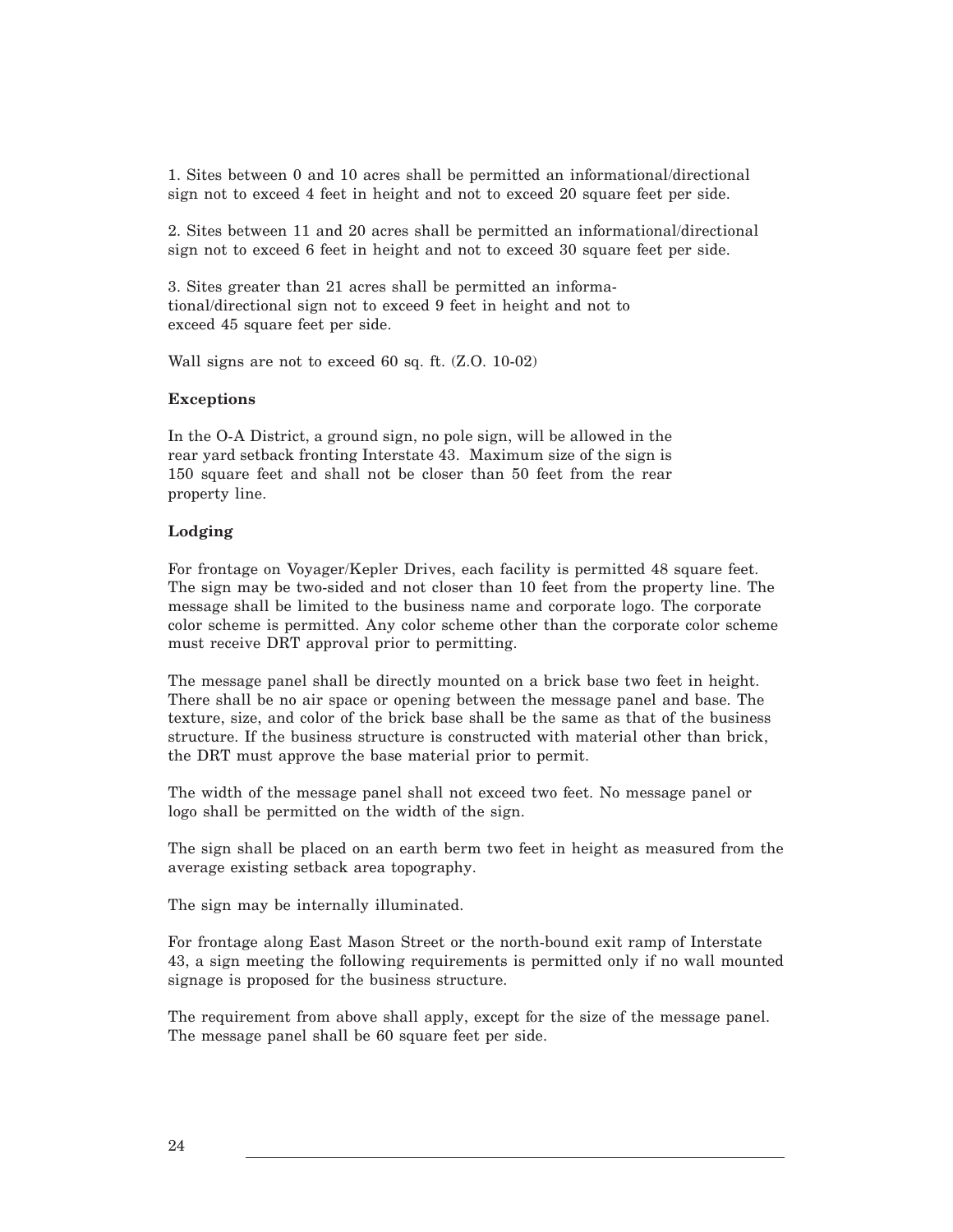1. Sites between 0 and 10 acres shall be permitted an informational/directional sign not to exceed 4 feet in height and not to exceed 20 square feet per side.

2. Sites between 11 and 20 acres shall be permitted an informational/directional sign not to exceed 6 feet in height and not to exceed 30 square feet per side.

3. Sites greater than 21 acres shall be permitted an informational/directional sign not to exceed 9 feet in height and not to exceed 45 square feet per side.

Wall signs are not to exceed 60 sq. ft. (Z.O. 10-02)

**Exceptions**

In the O-A District, a ground sign, no pole sign, will be allowed in the rear yard setback fronting Interstate 43. Maximum size of the sign is 150 square feet and shall not be closer than 50 feet from the rear property line.

**Lodging**

For frontage on Voyager/Kepler Drives, each facility is permitted 48 square feet. The sign may be two-sided and not closer than 10 feet from the property line. The message shall be limited to the business name and corporate logo. The corporate color scheme is permitted. Any color scheme other than the corporate color scheme must receive DRT approval prior to permitting.

The message panel shall be directly mounted on a brick base two feet in height. There shall be no air space or opening between the message panel and base. The texture, size, and color of the brick base shall be the same as that of the business structure. If the business structure is constructed with material other than brick, the DRT must approve the base material prior to permit.

The width of the message panel shall not exceed two feet. No message panel or logo shall be permitted on the width of the sign.

The sign shall be placed on an earth berm two feet in height as measured from the average existing setback area topography.

The sign may be internally illuminated.

For frontage along East Mason Street or the north-bound exit ramp of Interstate 43, a sign meeting the following requirements is permitted only if no wall mounted signage is proposed for the business structure.

The requirement from above shall apply, except for the size of the message panel. The message panel shall be 60 square feet per side.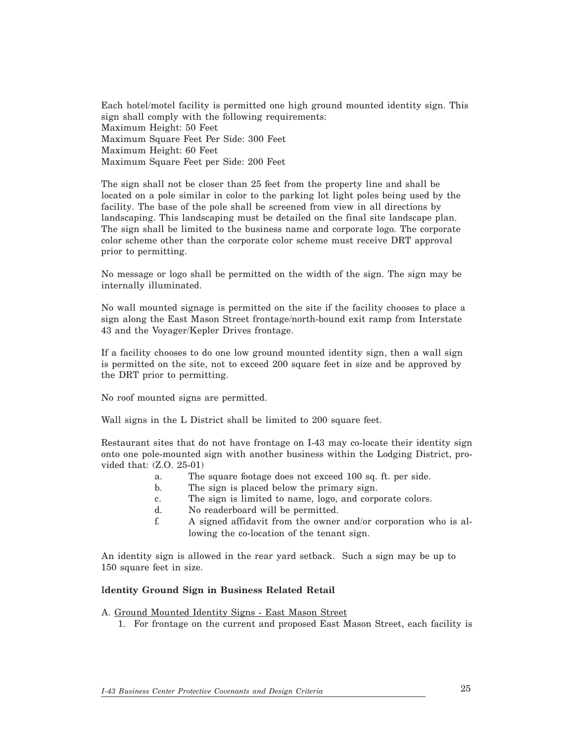Each hotel/motel facility is permitted one high ground mounted identity sign. This sign shall comply with the following requirements:
Maximum Height: 50 Feet
Maximum Square Feet Per Side: 300 Feet
Maximum Height: 60 Feet
Maximum Square Feet per Side: 200 Feet

The sign shall not be closer than 25 feet from the property line and shall be located on a pole similar in color to the parking lot light poles being used by the facility. The base of the pole shall be screened from view in all directions by landscaping. This landscaping must be detailed on the final site landscape plan. The sign shall be limited to the business name and corporate logo. The corporate color scheme other than the corporate color scheme must receive DRT approval prior to permitting.

No message or logo shall be permitted on the width of the sign. The sign may be internally illuminated.

No wall mounted signage is permitted on the site if the facility chooses to place a sign along the East Mason Street frontage/north-bound exit ramp from Interstate 43 and the Voyager/Kepler Drives frontage.

If a facility chooses to do one low ground mounted identity sign, then a wall sign is permitted on the site, not to exceed 200 square feet in size and be approved by the DRT prior to permitting.

No roof mounted signs are permitted.

Wall signs in the L District shall be limited to 200 square feet.

Restaurant sites that do not have frontage on I-43 may co-locate their identity sign onto one pole-mounted sign with another business within the Lodging District, provided that: (Z.O. 25-01)

- a. The square footage does not exceed 100 sq. ft. per side.
- b. The sign is placed below the primary sign.
- c. The sign is limited to name, logo, and corporate colors.
- d. No readerboard will be permitted.
- f. A signed affidavit from the owner and/or corporation who is allowing the co-location of the tenant sign.

An identity sign is allowed in the rear yard setback. Such a sign may be up to 150 square feet in size.

**Identity Ground Sign in Business Related Retail**

A. Ground Mounted Identity Signs - East Mason Street

1. For frontage on the current and proposed East Mason Street, each facility is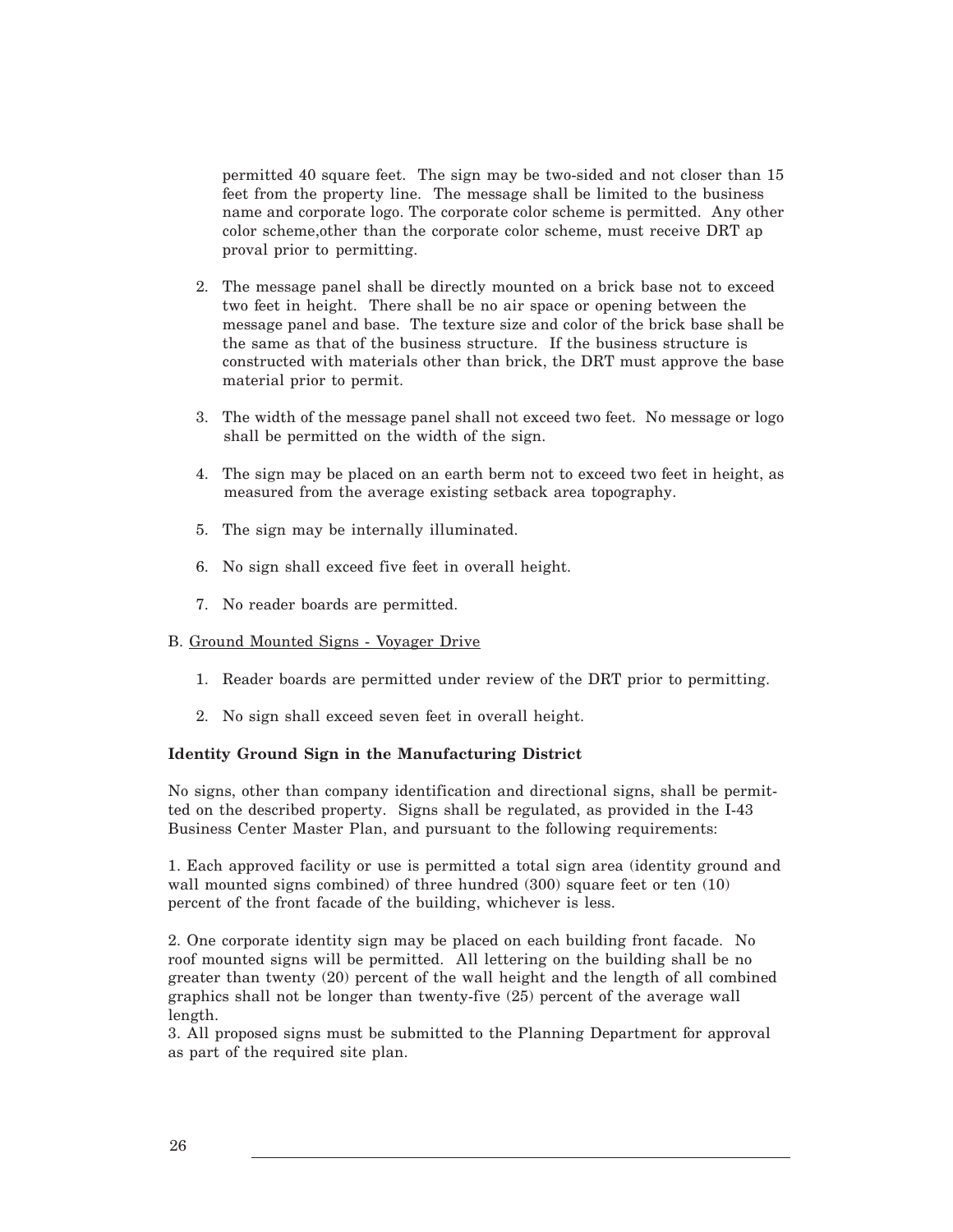permitted 40 square feet. The sign may be two-sided and not closer than 15 feet from the property line. The message shall be limited to the business name and corporate logo. The corporate color scheme is permitted. Any other color scheme,other than the corporate color scheme, must receive DRT ap proval prior to permitting.

2. The message panel shall be directly mounted on a brick base not to exceed two feet in height. There shall be no air space or opening between the message panel and base. The texture size and color of the brick base shall be the same as that of the business structure. If the business structure is constructed with materials other than brick, the DRT must approve the base material prior to permit.

3. The width of the message panel shall not exceed two feet. No message or logo shall be permitted on the width of the sign.

4. The sign may be placed on an earth berm not to exceed two feet in height, as measured from the average existing setback area topography.

5. The sign may be internally illuminated.

6. No sign shall exceed five feet in overall height.

7. No reader boards are permitted.

B. Ground Mounted Signs - Voyager Drive

1. Reader boards are permitted under review of the DRT prior to permitting.

2. No sign shall exceed seven feet in overall height.

**Identity Ground Sign in the Manufacturing District**

No signs, other than company identification and directional signs, shall be permitted on the described property. Signs shall be regulated, as provided in the I-43 Business Center Master Plan, and pursuant to the following requirements:

1. Each approved facility or use is permitted a total sign area (identity ground and wall mounted signs combined) of three hundred (300) square feet or ten (10) percent of the front facade of the building, whichever is less.

2. One corporate identity sign may be placed on each building front facade. No roof mounted signs will be permitted. All lettering on the building shall be no greater than twenty (20) percent of the wall height and the length of all combined graphics shall not be longer than twenty-five (25) percent of the average wall length.

3. All proposed signs must be submitted to the Planning Department for approval as part of the required site plan.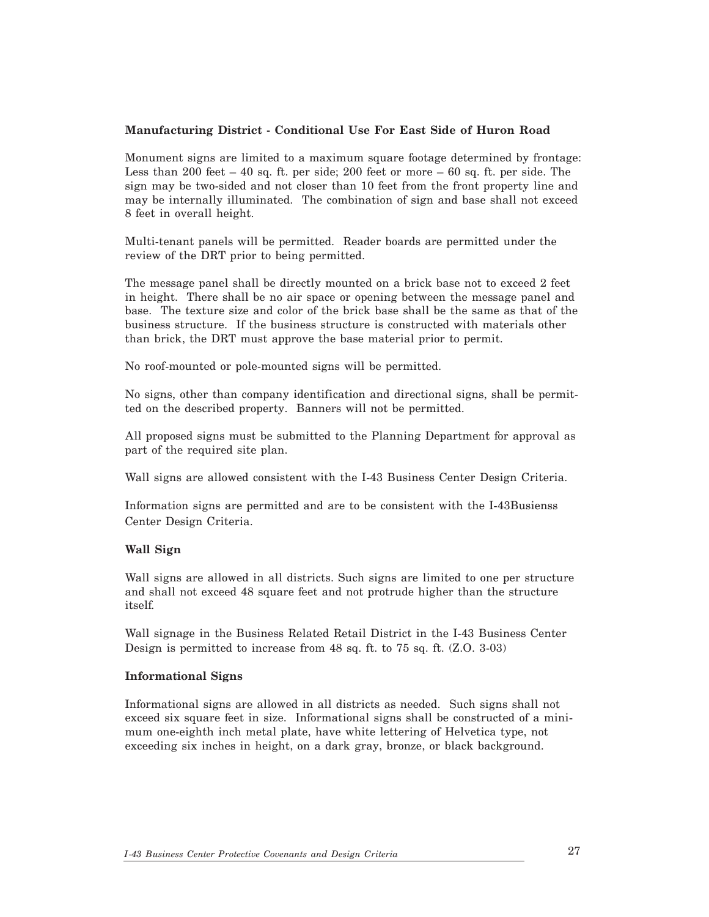**Manufacturing District - Conditional Use For East Side of Huron Road**

Monument signs are limited to a maximum square footage determined by frontage: Less than 200 feet – 40 sq. ft. per side; 200 feet or more – 60 sq. ft. per side. The sign may be two-sided and not closer than 10 feet from the front property line and may be internally illuminated. The combination of sign and base shall not exceed 8 feet in overall height.

Multi-tenant panels will be permitted. Reader boards are permitted under the review of the DRT prior to being permitted.

The message panel shall be directly mounted on a brick base not to exceed 2 feet in height. There shall be no air space or opening between the message panel and base. The texture size and color of the brick base shall be the same as that of the business structure. If the business structure is constructed with materials other than brick, the DRT must approve the base material prior to permit.

No roof-mounted or pole-mounted signs will be permitted.

No signs, other than company identification and directional signs, shall be permitted on the described property. Banners will not be permitted.

All proposed signs must be submitted to the Planning Department for approval as part of the required site plan.

Wall signs are allowed consistent with the I-43 Business Center Design Criteria.

Information signs are permitted and are to be consistent with the I-43Busienss Center Design Criteria.

**Wall Sign**

Wall signs are allowed in all districts. Such signs are limited to one per structure and shall not exceed 48 square feet and not protrude higher than the structure itself.

Wall signage in the Business Related Retail District in the I-43 Business Center Design is permitted to increase from 48 sq. ft. to 75 sq. ft. (Z.O. 3-03)

**Informational Signs**

Informational signs are allowed in all districts as needed. Such signs shall not exceed six square feet in size. Informational signs shall be constructed of a minimum one-eighth inch metal plate, have white lettering of Helvetica type, not exceeding six inches in height, on a dark gray, bronze, or black background.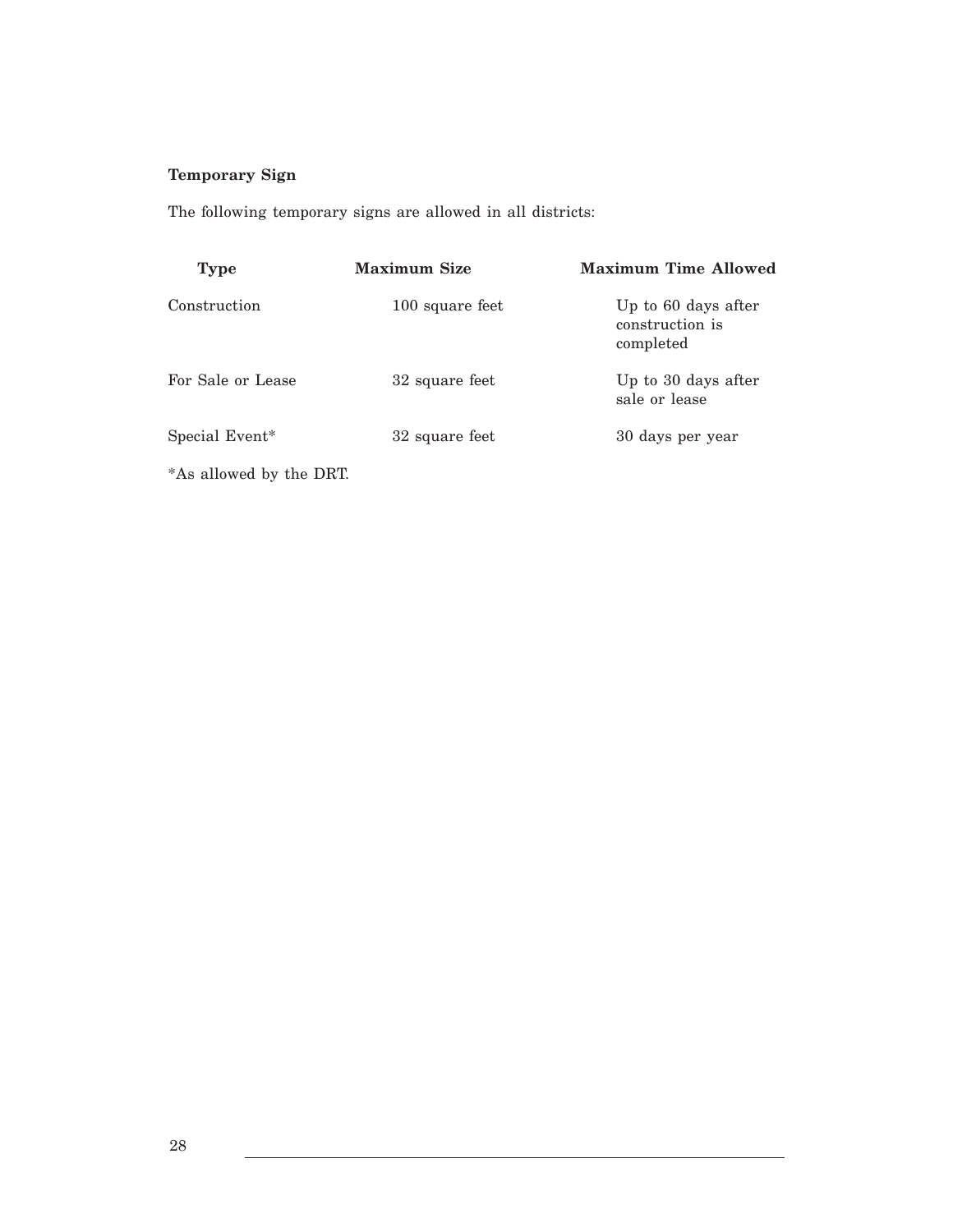**Temporary Sign**

The following temporary signs are allowed in all districts:

| Type | Maximum Size | Maximum Time Allowed |
| --- | --- | --- |
| Construction | 100 square feet | Up to 60 days after construction is completed |
| For Sale or Lease | 32 square feet | Up to 30 days after sale or lease |
| Special Event* | 32 square feet | 30 days per year |

*As allowed by the DRT.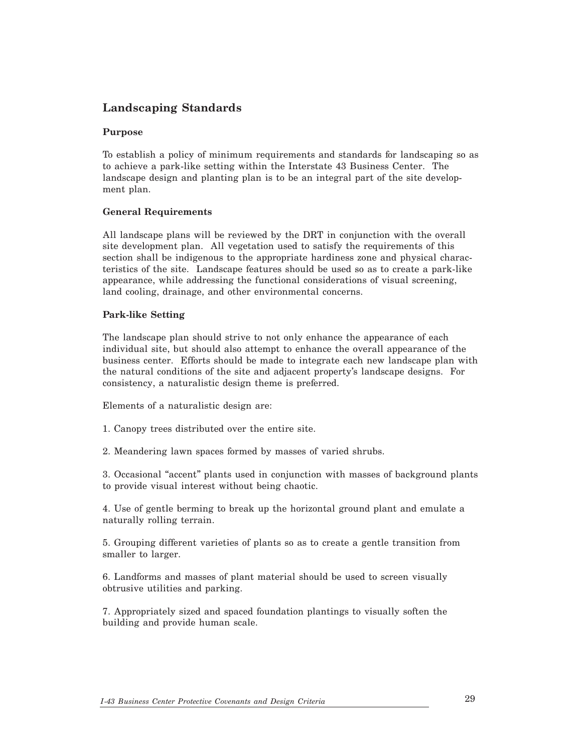## Landscaping Standards

### Purpose

To establish a policy of minimum requirements and standards for landscaping so as to achieve a park-like setting within the Interstate 43 Business Center. The landscape design and planting plan is to be an integral part of the site development plan.

### General Requirements

All landscape plans will be reviewed by the DRT in conjunction with the overall site development plan. All vegetation used to satisfy the requirements of this section shall be indigenous to the appropriate hardiness zone and physical characteristics of the site. Landscape features should be used so as to create a park-like appearance, while addressing the functional considerations of visual screening, land cooling, drainage, and other environmental concerns.

### Park-like Setting

The landscape plan should strive to not only enhance the appearance of each individual site, but should also attempt to enhance the overall appearance of the business center. Efforts should be made to integrate each new landscape plan with the natural conditions of the site and adjacent property's landscape designs. For consistency, a naturalistic design theme is preferred.

Elements of a naturalistic design are:

1. Canopy trees distributed over the entire site.

2. Meandering lawn spaces formed by masses of varied shrubs.

3. Occasional "accent" plants used in conjunction with masses of background plants to provide visual interest without being chaotic.

4. Use of gentle berming to break up the horizontal ground plant and emulate a naturally rolling terrain.

5. Grouping different varieties of plants so as to create a gentle transition from smaller to larger.

6. Landforms and masses of plant material should be used to screen visually obtrusive utilities and parking.

7. Appropriately sized and spaced foundation plantings to visually soften the building and provide human scale.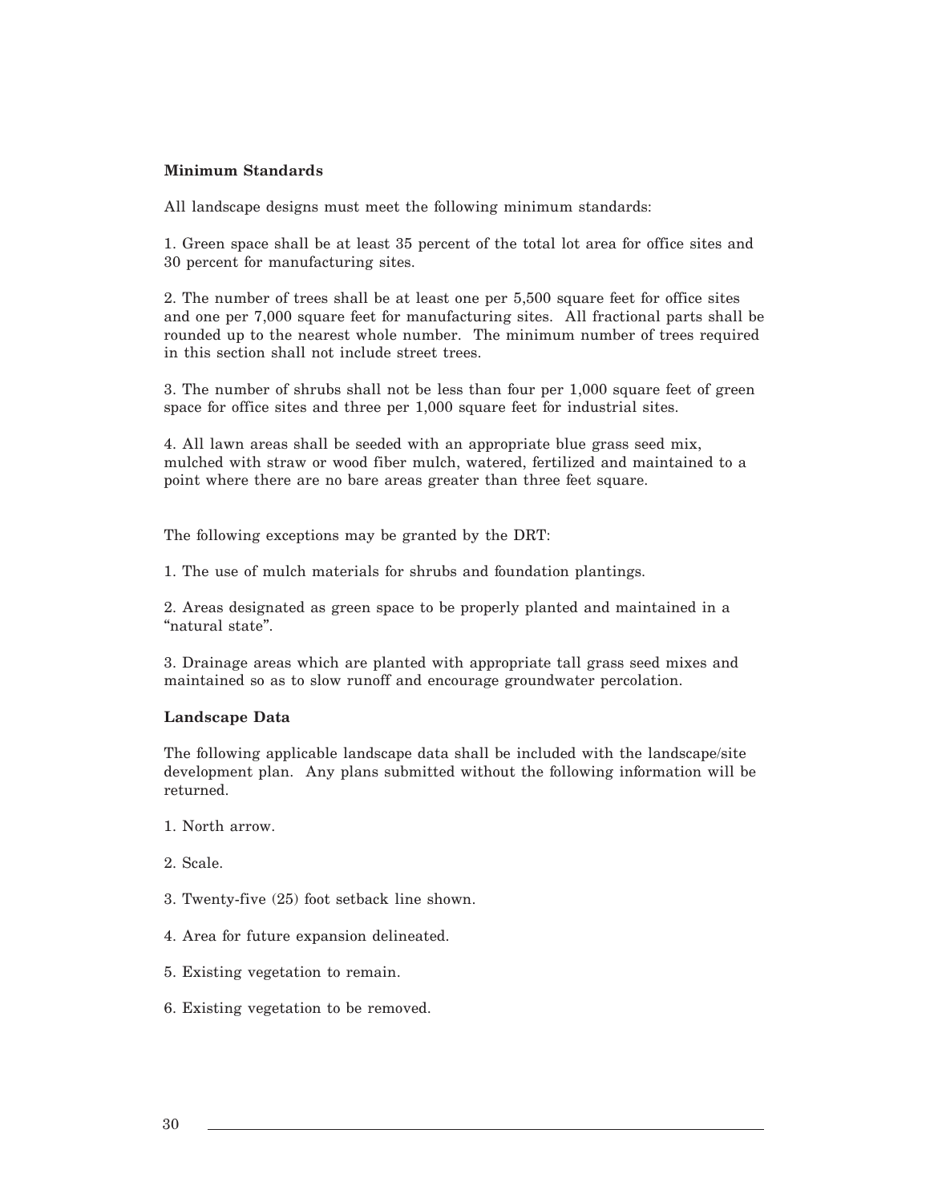**Minimum Standards**

All landscape designs must meet the following minimum standards:

1. Green space shall be at least 35 percent of the total lot area for office sites and 30 percent for manufacturing sites.

2. The number of trees shall be at least one per 5,500 square feet for office sites and one per 7,000 square feet for manufacturing sites. All fractional parts shall be rounded up to the nearest whole number. The minimum number of trees required in this section shall not include street trees.

3. The number of shrubs shall not be less than four per 1,000 square feet of green space for office sites and three per 1,000 square feet for industrial sites.

4. All lawn areas shall be seeded with an appropriate blue grass seed mix, mulched with straw or wood fiber mulch, watered, fertilized and maintained to a point where there are no bare areas greater than three feet square.

The following exceptions may be granted by the DRT:

1. The use of mulch materials for shrubs and foundation plantings.

2. Areas designated as green space to be properly planted and maintained in a "natural state".

3. Drainage areas which are planted with appropriate tall grass seed mixes and maintained so as to slow runoff and encourage groundwater percolation.

**Landscape Data**

The following applicable landscape data shall be included with the landscape/site development plan. Any plans submitted without the following information will be returned.

1. North arrow.

2. Scale.

3. Twenty-five (25) foot setback line shown.

4. Area for future expansion delineated.

5. Existing vegetation to remain.

6. Existing vegetation to be removed.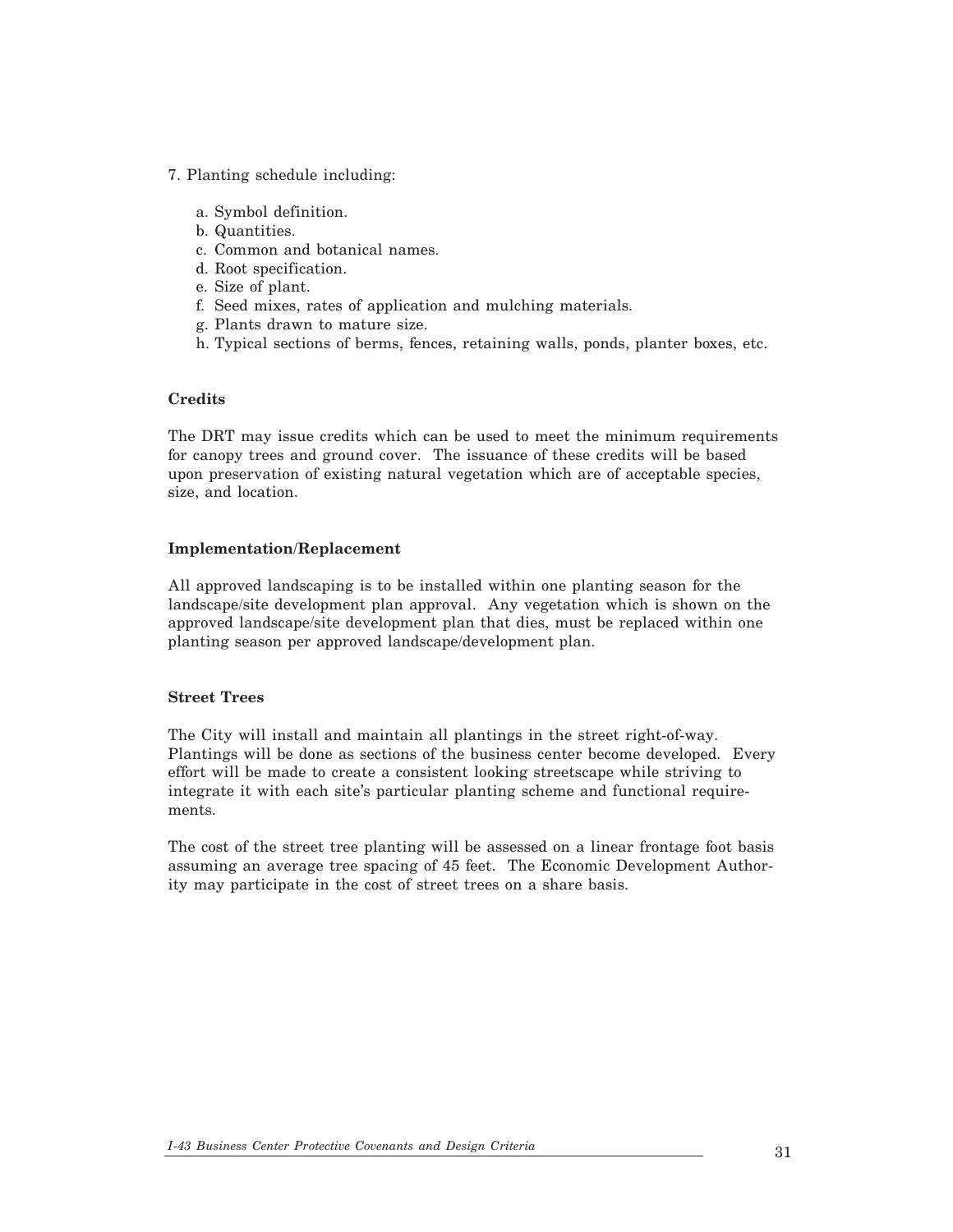7. Planting schedule including:

    a. Symbol definition.
    b. Quantities.
    c. Common and botanical names.
    d. Root specification.
    e. Size of plant.
    f. Seed mixes, rates of application and mulching materials.
    g. Plants drawn to mature size.
    h. Typical sections of berms, fences, retaining walls, ponds, planter boxes, etc.

**Credits**

The DRT may issue credits which can be used to meet the minimum requirements for canopy trees and ground cover. The issuance of these credits will be based upon preservation of existing natural vegetation which are of acceptable species, size, and location.

**Implementation/Replacement**

All approved landscaping is to be installed within one planting season for the landscape/site development plan approval. Any vegetation which is shown on the approved landscape/site development plan that dies, must be replaced within one planting season per approved landscape/development plan.

**Street Trees**

The City will install and maintain all plantings in the street right-of-way. Plantings will be done as sections of the business center become developed. Every effort will be made to create a consistent looking streetscape while striving to integrate it with each site's particular planting scheme and functional requirements.

The cost of the street tree planting will be assessed on a linear frontage foot basis assuming an average tree spacing of 45 feet. The Economic Development Authority may participate in the cost of street trees on a share basis.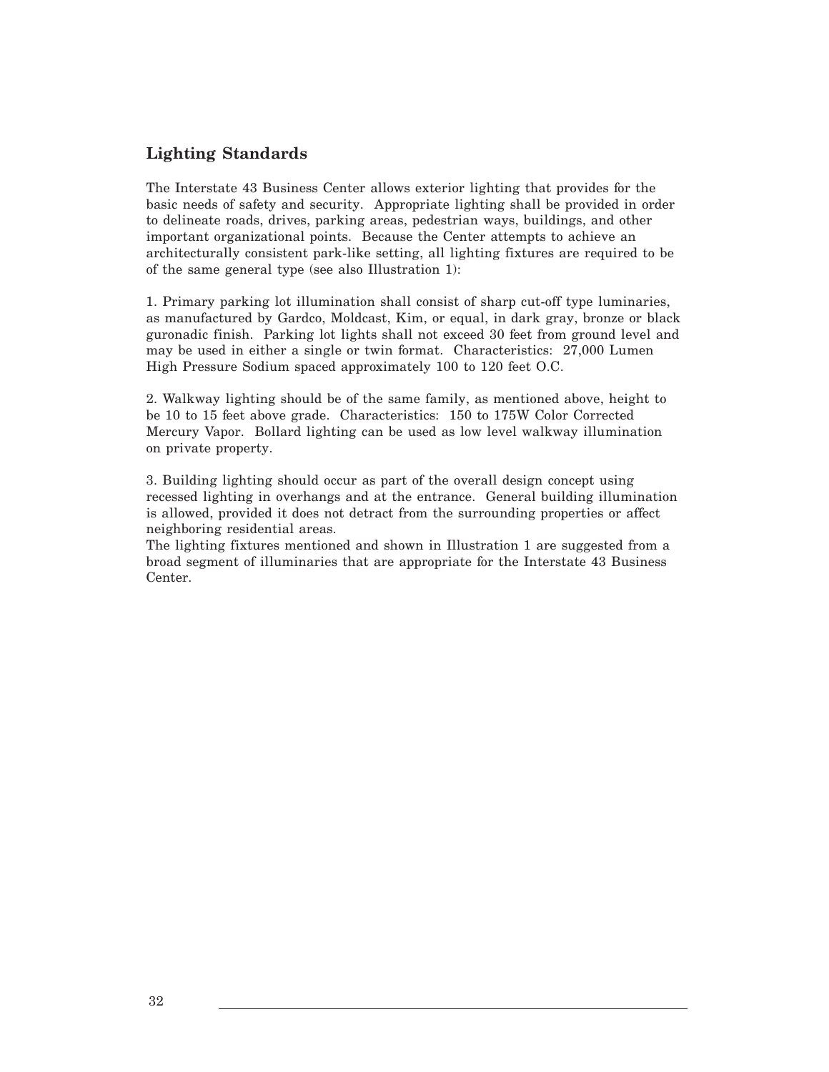## Lighting Standards

The Interstate 43 Business Center allows exterior lighting that provides for the basic needs of safety and security. Appropriate lighting shall be provided in order to delineate roads, drives, parking areas, pedestrian ways, buildings, and other important organizational points. Because the Center attempts to achieve an architecturally consistent park-like setting, all lighting fixtures are required to be of the same general type (see also Illustration 1):

1. Primary parking lot illumination shall consist of sharp cut-off type luminaries, as manufactured by Gardco, Moldcast, Kim, or equal, in dark gray, bronze or black guronadic finish. Parking lot lights shall not exceed 30 feet from ground level and may be used in either a single or twin format. Characteristics: 27,000 Lumen High Pressure Sodium spaced approximately 100 to 120 feet O.C.

2. Walkway lighting should be of the same family, as mentioned above, height to be 10 to 15 feet above grade. Characteristics: 150 to 175W Color Corrected Mercury Vapor. Bollard lighting can be used as low level walkway illumination on private property.

3. Building lighting should occur as part of the overall design concept using recessed lighting in overhangs and at the entrance. General building illumination is allowed, provided it does not detract from the surrounding properties or affect neighboring residential areas.

The lighting fixtures mentioned and shown in Illustration 1 are suggested from a broad segment of illuminaries that are appropriate for the Interstate 43 Business Center.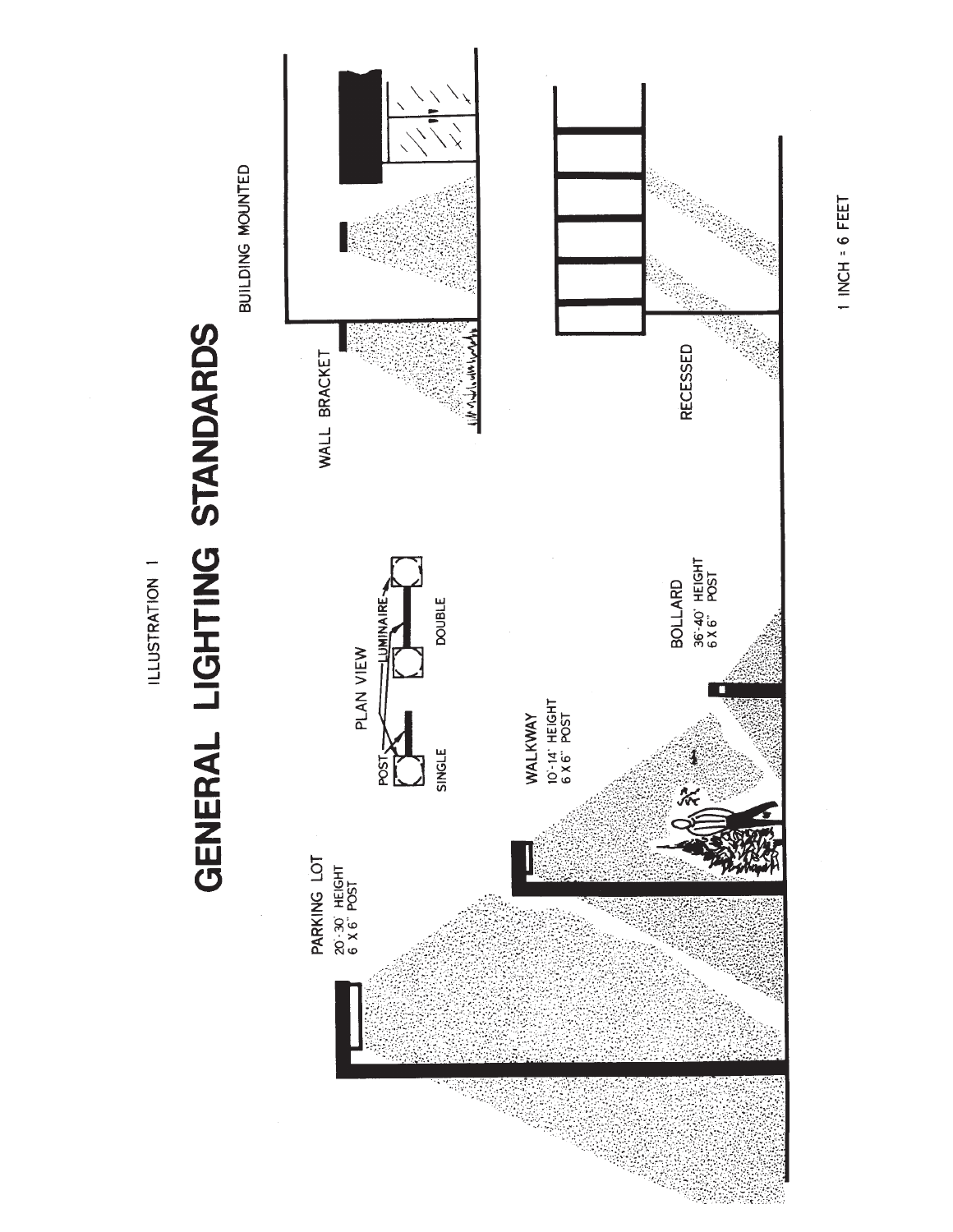ILLUSTRATION 1

# GENERAL LIGHTING STANDARDS

PARKING LOT
20'-30' HEIGHT
6 X 6" POST

PLAN VIEW

POST

LUMINAIRE

SINGLE

DOUBLE

WALKWAY
10'-14' HEIGHT
6 X 6" POST

BOLLARD
36"-40" HEIGHT
6 X 6" POST

WALL BRACKET

BUILDING MOUNTED

RECESSED

1 INCH = 6 FEET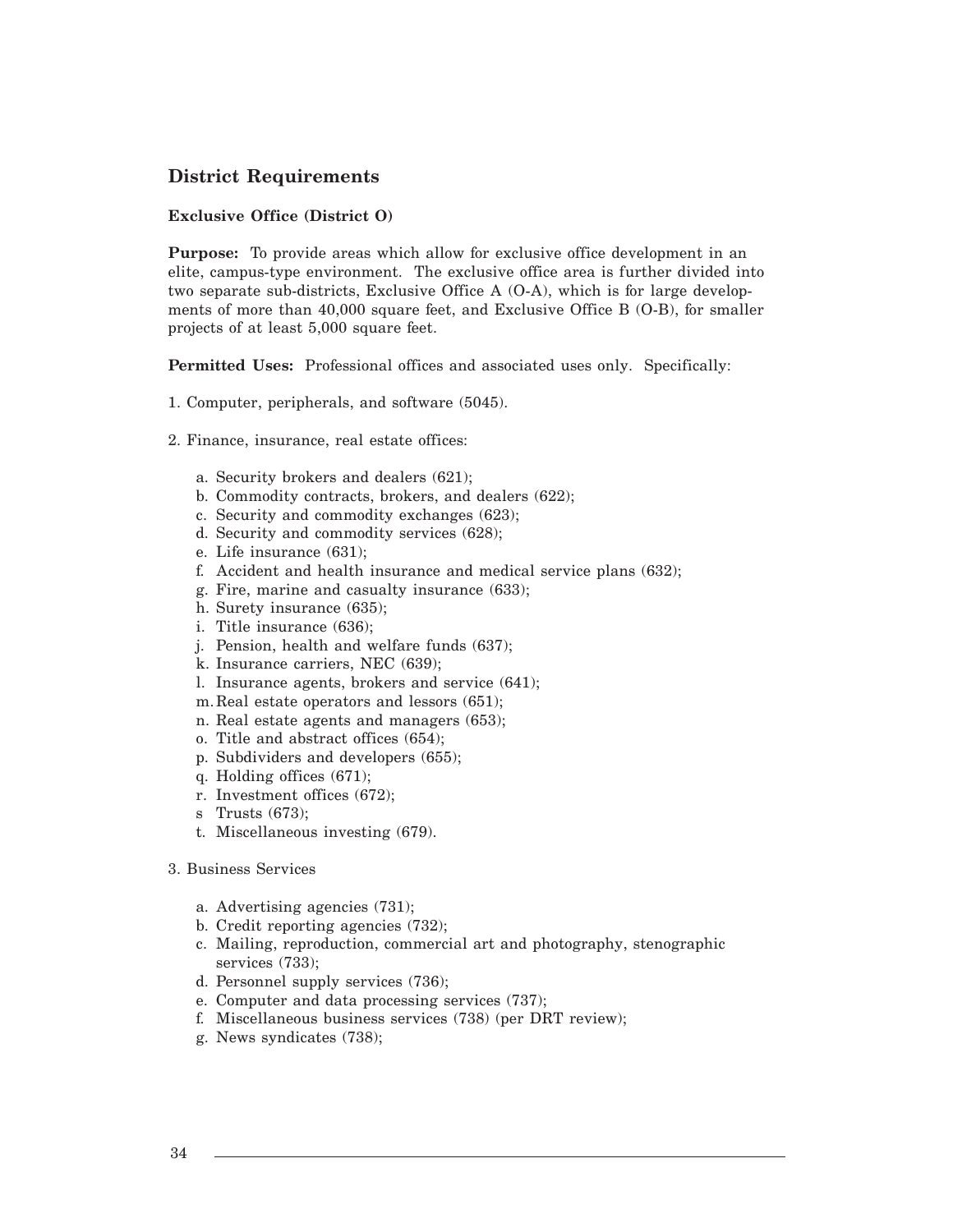## District Requirements

### Exclusive Office (District O)

**Purpose:** To provide areas which allow for exclusive office development in an elite, campus-type environment. The exclusive office area is further divided into two separate sub-districts, Exclusive Office A (O-A), which is for large developments of more than 40,000 square feet, and Exclusive Office B (O-B), for smaller projects of at least 5,000 square feet.

**Permitted Uses:** Professional offices and associated uses only. Specifically:

1. Computer, peripherals, and software (5045).

2. Finance, insurance, real estate offices:

   a. Security brokers and dealers (621);
   b. Commodity contracts, brokers, and dealers (622);
   c. Security and commodity exchanges (623);
   d. Security and commodity services (628);
   e. Life insurance (631);
   f. Accident and health insurance and medical service plans (632);
   g. Fire, marine and casualty insurance (633);
   h. Surety insurance (635);
   i. Title insurance (636);
   j. Pension, health and welfare funds (637);
   k. Insurance carriers, NEC (639);
   l. Insurance agents, brokers and service (641);
   m. Real estate operators and lessors (651);
   n. Real estate agents and managers (653);
   o. Title and abstract offices (654);
   p. Subdividers and developers (655);
   q. Holding offices (671);
   r. Investment offices (672);
   s Trusts (673);
   t. Miscellaneous investing (679).

3. Business Services

   a. Advertising agencies (731);
   b. Credit reporting agencies (732);
   c. Mailing, reproduction, commercial art and photography, stenographic services (733);
   d. Personnel supply services (736);
   e. Computer and data processing services (737);
   f. Miscellaneous business services (738) (per DRT review);
   g. News syndicates (738);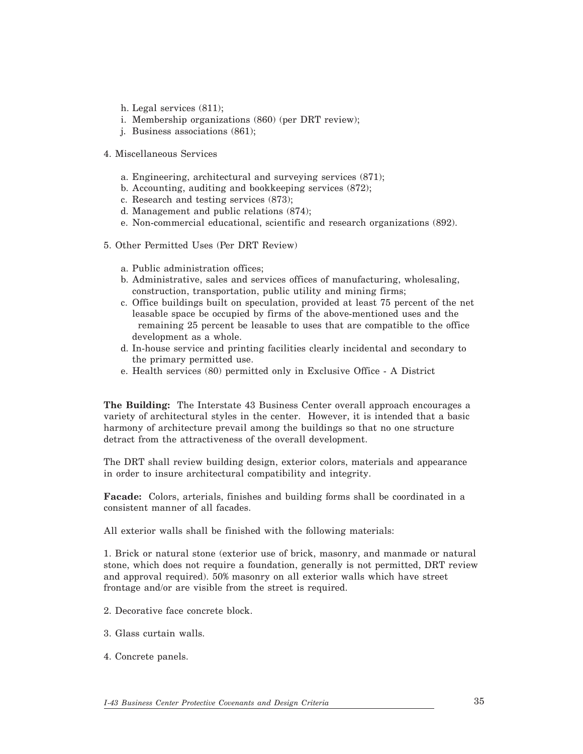h. Legal services (811);
i. Membership organizations (860) (per DRT review);
j. Business associations (861);

4. Miscellaneous Services

   a. Engineering, architectural and surveying services (871);
   b. Accounting, auditing and bookkeeping services (872);
   c. Research and testing services (873);
   d. Management and public relations (874);
   e. Non-commercial educational, scientific and research organizations (892).

5. Other Permitted Uses (Per DRT Review)

   a. Public administration offices;
   b. Administrative, sales and services offices of manufacturing, wholesaling, construction, transportation, public utility and mining firms;
   c. Office buildings built on speculation, provided at least 75 percent of the net leasable space be occupied by firms of the above-mentioned uses and the remaining 25 percent be leasable to uses that are compatible to the office development as a whole.
   d. In-house service and printing facilities clearly incidental and secondary to the primary permitted use.
   e. Health services (80) permitted only in Exclusive Office - A District

**The Building:** The Interstate 43 Business Center overall approach encourages a variety of architectural styles in the center. However, it is intended that a basic harmony of architecture prevail among the buildings so that no one structure detract from the attractiveness of the overall development.

The DRT shall review building design, exterior colors, materials and appearance in order to insure architectural compatibility and integrity.

**Facade:** Colors, arterials, finishes and building forms shall be coordinated in a consistent manner of all facades.

All exterior walls shall be finished with the following materials:

1. Brick or natural stone (exterior use of brick, masonry, and manmade or natural stone, which does not require a foundation, generally is not permitted, DRT review and approval required). 50% masonry on all exterior walls which have street frontage and/or are visible from the street is required.

2. Decorative face concrete block.

3. Glass curtain walls.

4. Concrete panels.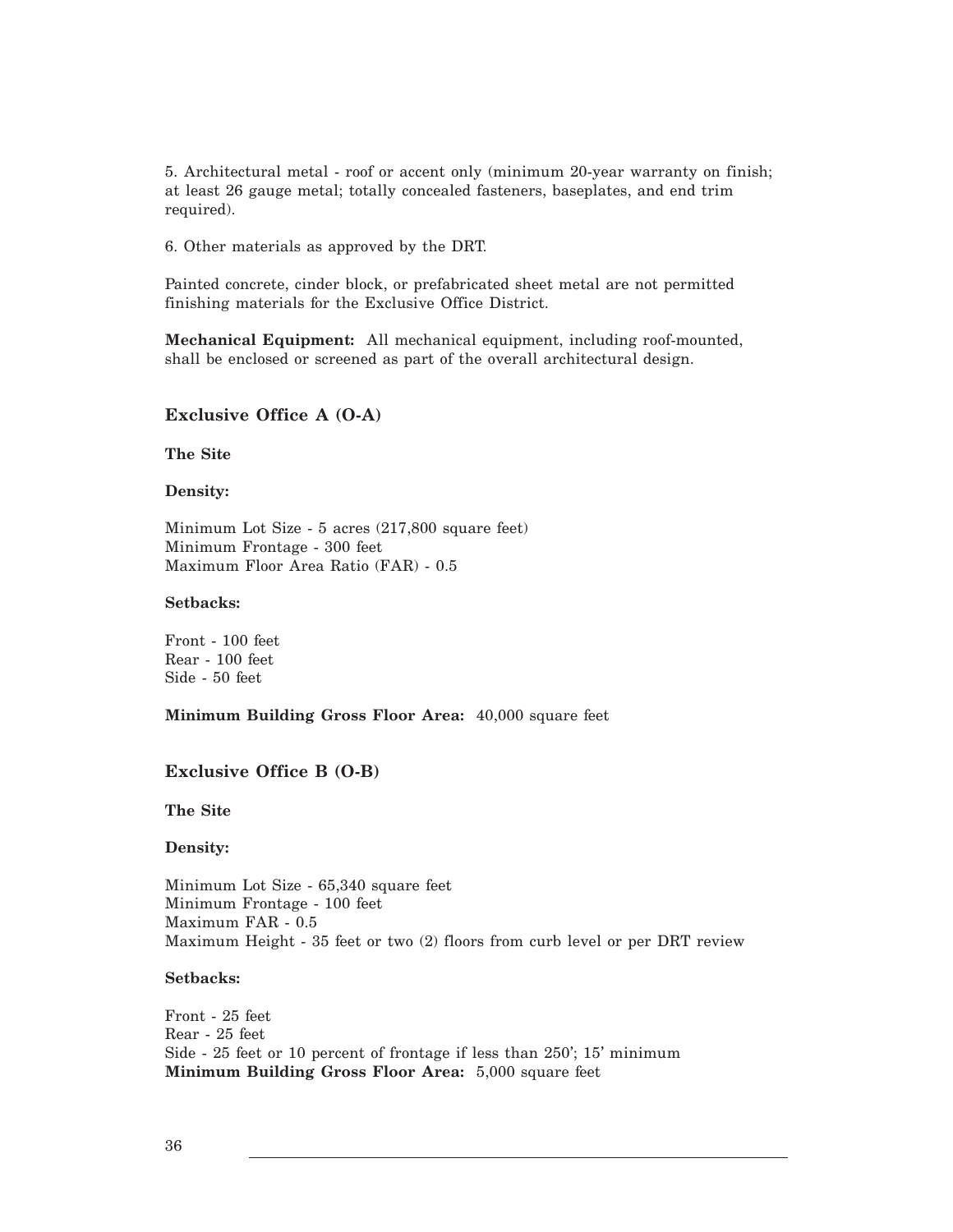5. Architectural metal - roof or accent only (minimum 20-year warranty on finish; at least 26 gauge metal; totally concealed fasteners, baseplates, and end trim required).

6. Other materials as approved by the DRT.

Painted concrete, cinder block, or prefabricated sheet metal are not permitted finishing materials for the Exclusive Office District.

**Mechanical Equipment:** All mechanical equipment, including roof-mounted, shall be enclosed or screened as part of the overall architectural design.

## Exclusive Office A (O-A)

**The Site**

**Density:**

Minimum Lot Size - 5 acres (217,800 square feet)
Minimum Frontage - 300 feet
Maximum Floor Area Ratio (FAR) - 0.5

**Setbacks:**

Front - 100 feet
Rear - 100 feet
Side - 50 feet

**Minimum Building Gross Floor Area:** 40,000 square feet

## Exclusive Office B (O-B)

**The Site**

**Density:**

Minimum Lot Size - 65,340 square feet
Minimum Frontage - 100 feet
Maximum FAR - 0.5
Maximum Height - 35 feet or two (2) floors from curb level or per DRT review

**Setbacks:**

Front - 25 feet
Rear - 25 feet
Side - 25 feet or 10 percent of frontage if less than 250'; 15' minimum
**Minimum Building Gross Floor Area:** 5,000 square feet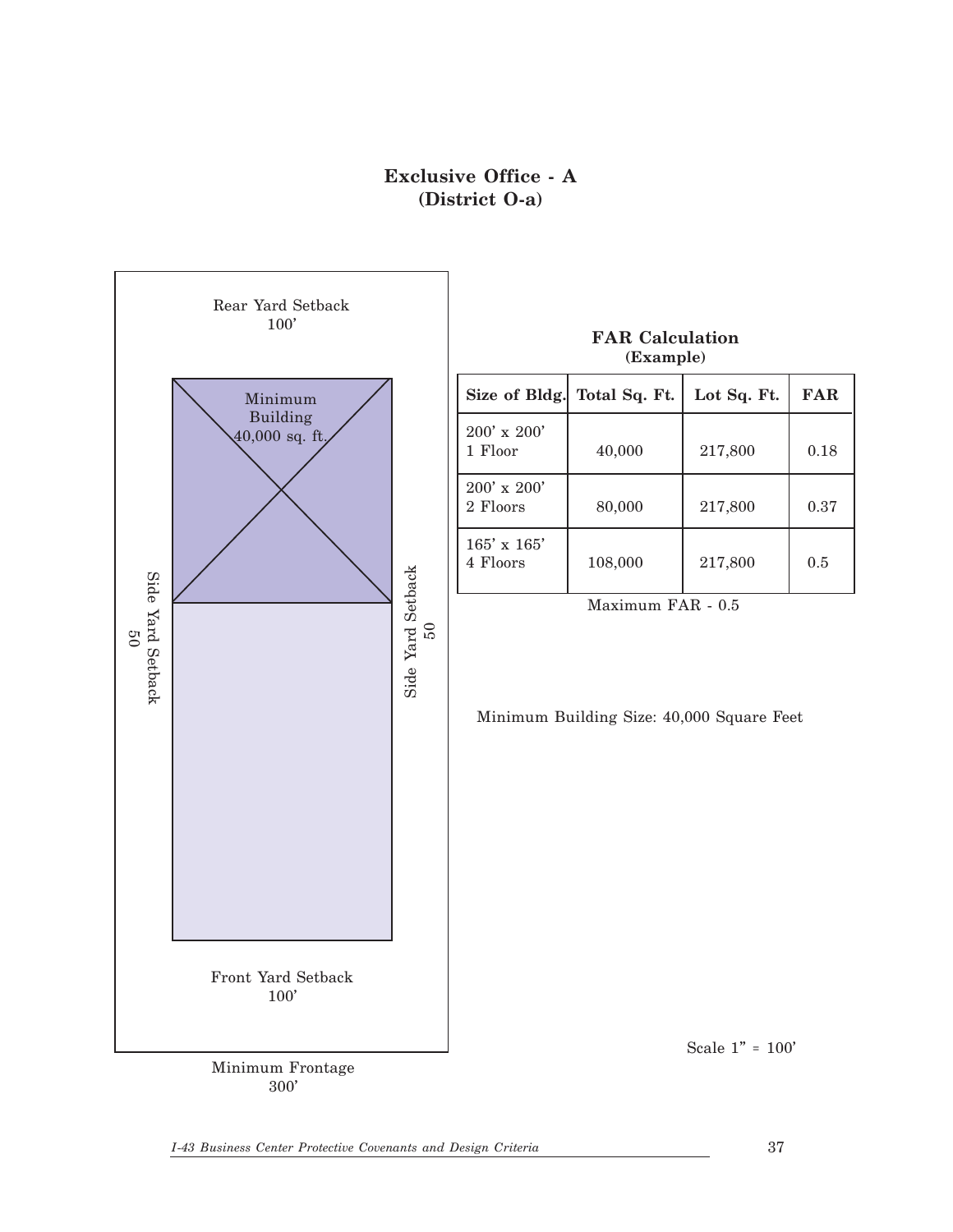# Exclusive Office - A
## (District O-a)

Rear Yard Setback
100'

Minimum
Building
40,000 sq. ft.

Side Yard Setback
50

Side Yard Setback
50

Front Yard Setback
100'

Minimum Frontage
300'

**FAR Calculation**
**(Example)**

| Size of Bldg. | Total Sq. Ft. | Lot Sq. Ft. | FAR |
|---|---|---|---|
| 200' x 200' 1 Floor | 40,000 | 217,800 | 0.18 |
| 200' x 200' 2 Floors | 80,000 | 217,800 | 0.37 |
| 165' x 165' 4 Floors | 108,000 | 217,800 | 0.5 |

Maximum FAR - 0.5

Minimum Building Size: 40,000 Square Feet

Scale 1" = 100'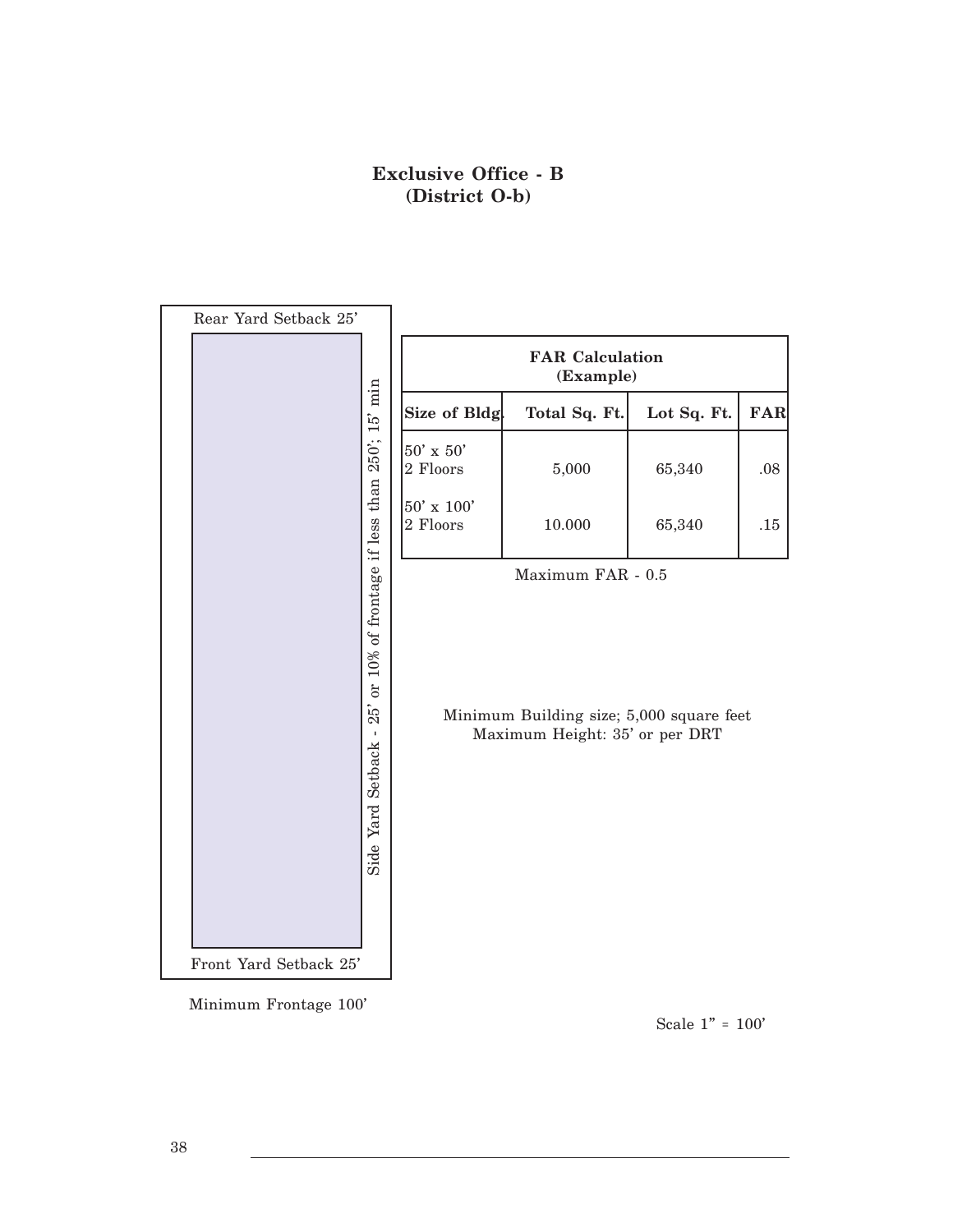# Exclusive Office - B
## (District O-b)

Rear Yard Setback 25'

Side Yard Setback - 25' or 10% of frontage if less than 250'; 15' min

Front Yard Setback 25'

Minimum Frontage 100'

| FAR Calculation (Example) | | | |
|---|---|---|---|
| **Size of Bldg.** | **Total Sq. Ft.** | **Lot Sq. Ft.** | **FAR** |
| 50' x 50' 2 Floors | 5,000 | 65,340 | .08 |
| 50' x 100' 2 Floors | 10.000 | 65,340 | .15 |

Maximum FAR - 0.5

Minimum Building size; 5,000 square feet
Maximum Height: 35' or per DRT

Scale 1" = 100'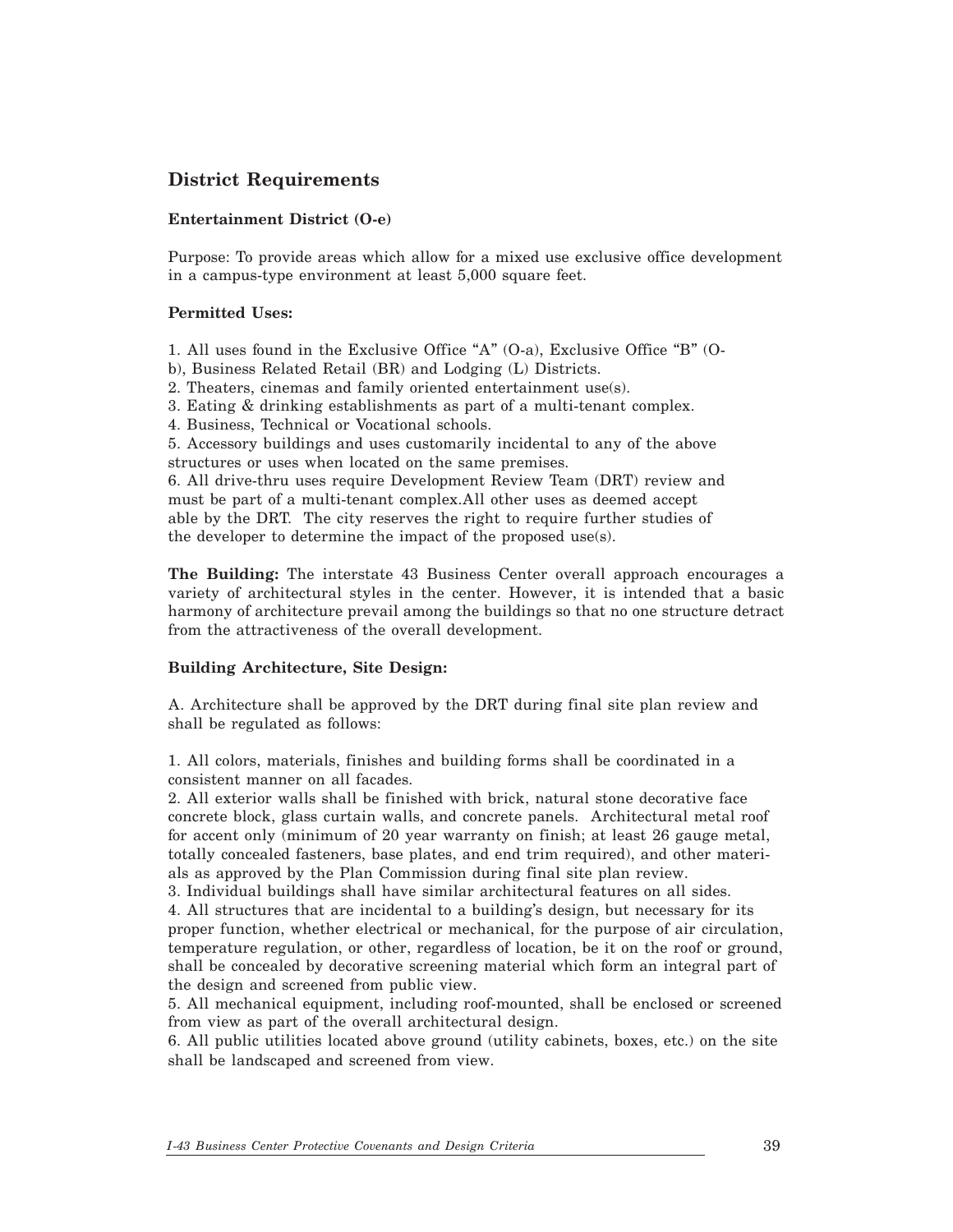## District Requirements

### Entertainment District (O-e)

Purpose: To provide areas which allow for a mixed use exclusive office development in a campus-type environment at least 5,000 square feet.

**Permitted Uses:**

1. All uses found in the Exclusive Office "A" (O-a), Exclusive Office "B" (O-b), Business Related Retail (BR) and Lodging (L) Districts.
2. Theaters, cinemas and family oriented entertainment use(s).
3. Eating & drinking establishments as part of a multi-tenant complex.
4. Business, Technical or Vocational schools.
5. Accessory buildings and uses customarily incidental to any of the above structures or uses when located on the same premises.
6. All drive-thru uses require Development Review Team (DRT) review and must be part of a multi-tenant complex.All other uses as deemed accept able by the DRT. The city reserves the right to require further studies of the developer to determine the impact of the proposed use(s).

**The Building:** The interstate 43 Business Center overall approach encourages a variety of architectural styles in the center. However, it is intended that a basic harmony of architecture prevail among the buildings so that no one structure detract from the attractiveness of the overall development.

**Building Architecture, Site Design:**

A. Architecture shall be approved by the DRT during final site plan review and shall be regulated as follows:

1. All colors, materials, finishes and building forms shall be coordinated in a consistent manner on all facades.
2. All exterior walls shall be finished with brick, natural stone decorative face concrete block, glass curtain walls, and concrete panels. Architectural metal roof for accent only (minimum of 20 year warranty on finish; at least 26 gauge metal, totally concealed fasteners, base plates, and end trim required), and other materials as approved by the Plan Commission during final site plan review.
3. Individual buildings shall have similar architectural features on all sides.
4. All structures that are incidental to a building's design, but necessary for its proper function, whether electrical or mechanical, for the purpose of air circulation, temperature regulation, or other, regardless of location, be it on the roof or ground, shall be concealed by decorative screening material which form an integral part of the design and screened from public view.
5. All mechanical equipment, including roof-mounted, shall be enclosed or screened from view as part of the overall architectural design.
6. All public utilities located above ground (utility cabinets, boxes, etc.) on the site shall be landscaped and screened from view.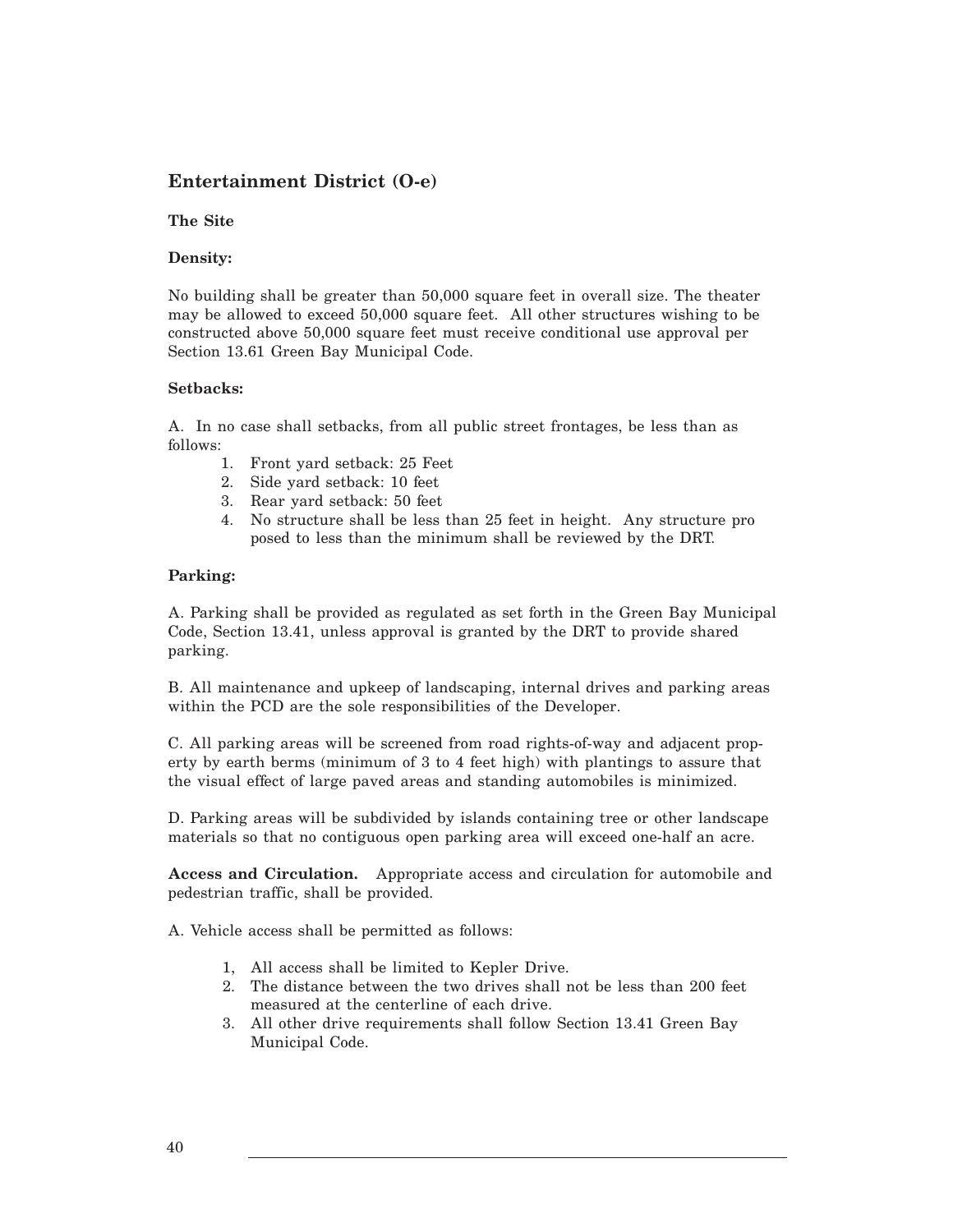## Entertainment District (O-e)

**The Site**

**Density:**

No building shall be greater than 50,000 square feet in overall size. The theater may be allowed to exceed 50,000 square feet. All other structures wishing to be constructed above 50,000 square feet must receive conditional use approval per Section 13.61 Green Bay Municipal Code.

**Setbacks:**

A. In no case shall setbacks, from all public street frontages, be less than as follows:

1. Front yard setback: 25 Feet
2. Side yard setback: 10 feet
3. Rear yard setback: 50 feet
4. No structure shall be less than 25 feet in height. Any structure proposed to less than the minimum shall be reviewed by the DRT.

**Parking:**

A. Parking shall be provided as regulated as set forth in the Green Bay Municipal Code, Section 13.41, unless approval is granted by the DRT to provide shared parking.

B. All maintenance and upkeep of landscaping, internal drives and parking areas within the PCD are the sole responsibilities of the Developer.

C. All parking areas will be screened from road rights-of-way and adjacent property by earth berms (minimum of 3 to 4 feet high) with plantings to assure that the visual effect of large paved areas and standing automobiles is minimized.

D. Parking areas will be subdivided by islands containing tree or other landscape materials so that no contiguous open parking area will exceed one-half an acre.

**Access and Circulation.** Appropriate access and circulation for automobile and pedestrian traffic, shall be provided.

A. Vehicle access shall be permitted as follows:

1, All access shall be limited to Kepler Drive.
2. The distance between the two drives shall not be less than 200 feet measured at the centerline of each drive.
3. All other drive requirements shall follow Section 13.41 Green Bay Municipal Code.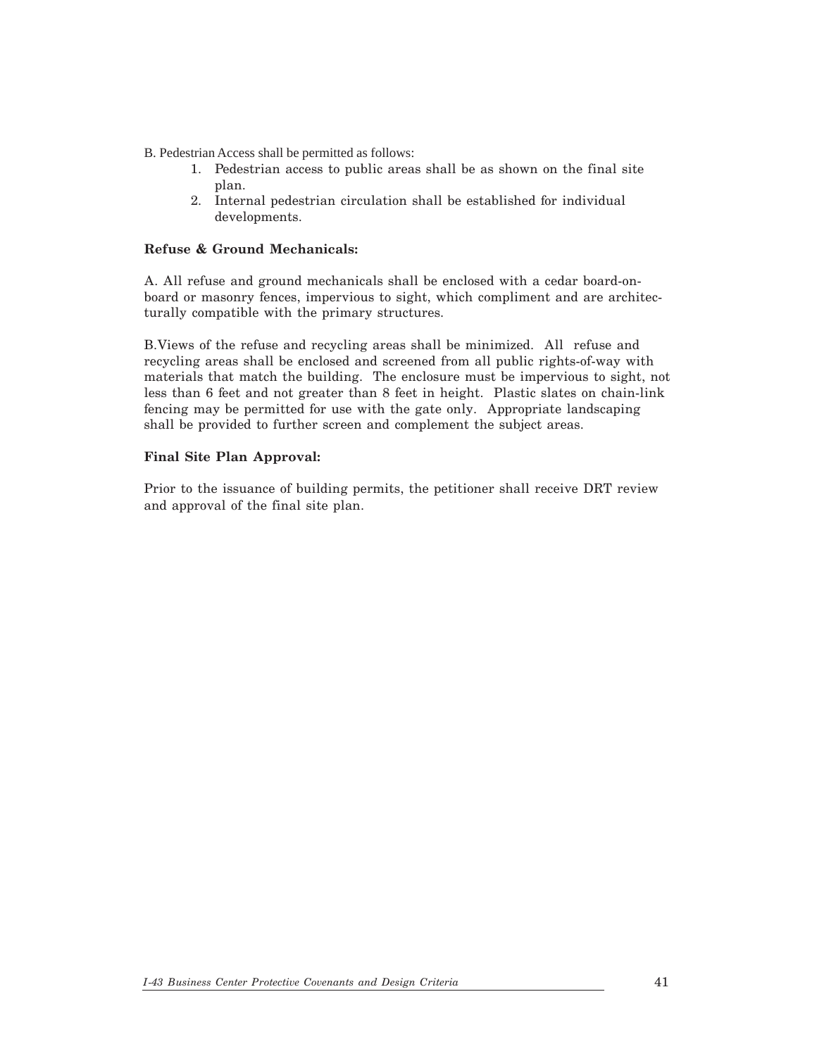B. Pedestrian Access shall be permitted as follows:

1. Pedestrian access to public areas shall be as shown on the final site plan.
2. Internal pedestrian circulation shall be established for individual developments.

**Refuse & Ground Mechanicals:**

A. All refuse and ground mechanicals shall be enclosed with a cedar board-on-board or masonry fences, impervious to sight, which compliment and are architecturally compatible with the primary structures.

B.Views of the refuse and recycling areas shall be minimized. All refuse and recycling areas shall be enclosed and screened from all public rights-of-way with materials that match the building. The enclosure must be impervious to sight, not less than 6 feet and not greater than 8 feet in height. Plastic slates on chain-link fencing may be permitted for use with the gate only. Appropriate landscaping shall be provided to further screen and complement the subject areas.

**Final Site Plan Approval:**

Prior to the issuance of building permits, the petitioner shall receive DRT review and approval of the final site plan.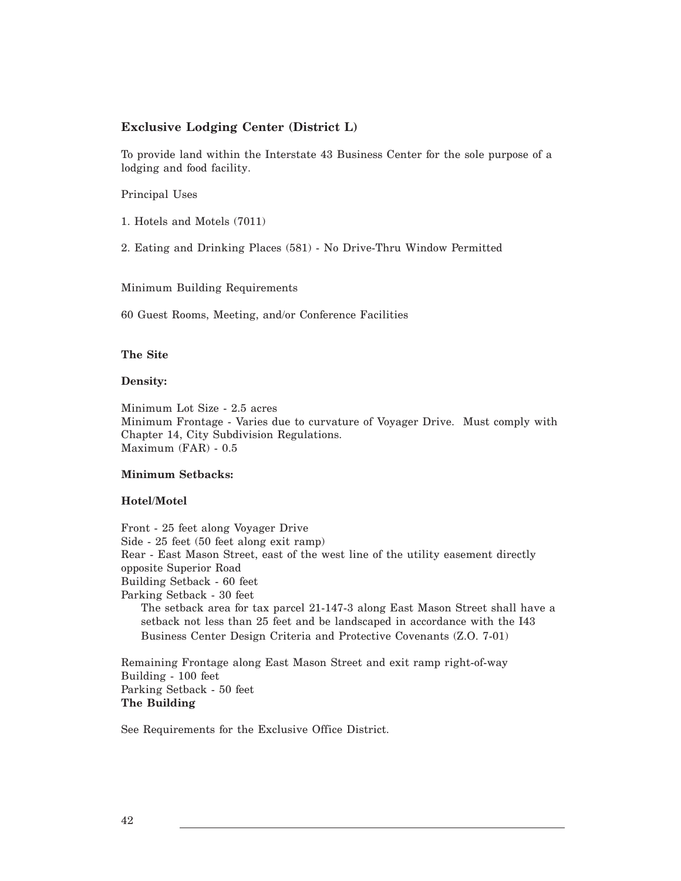## Exclusive Lodging Center (District L)

To provide land within the Interstate 43 Business Center for the sole purpose of a lodging and food facility.

Principal Uses

1. Hotels and Motels (7011)

2. Eating and Drinking Places (581) - No Drive-Thru Window Permitted

Minimum Building Requirements

60 Guest Rooms, Meeting, and/or Conference Facilities

**The Site**

**Density:**

Minimum Lot Size - 2.5 acres
Minimum Frontage - Varies due to curvature of Voyager Drive. Must comply with Chapter 14, City Subdivision Regulations.
Maximum (FAR) - 0.5

**Minimum Setbacks:**

**Hotel/Motel**

Front - 25 feet along Voyager Drive
Side - 25 feet (50 feet along exit ramp)
Rear - East Mason Street, east of the west line of the utility easement directly opposite Superior Road
Building Setback - 60 feet
Parking Setback - 30 feet

The setback area for tax parcel 21-147-3 along East Mason Street shall have a setback not less than 25 feet and be landscaped in accordance with the I43 Business Center Design Criteria and Protective Covenants (Z.O. 7-01)

Remaining Frontage along East Mason Street and exit ramp right-of-way
Building - 100 feet
Parking Setback - 50 feet

**The Building**

See Requirements for the Exclusive Office District.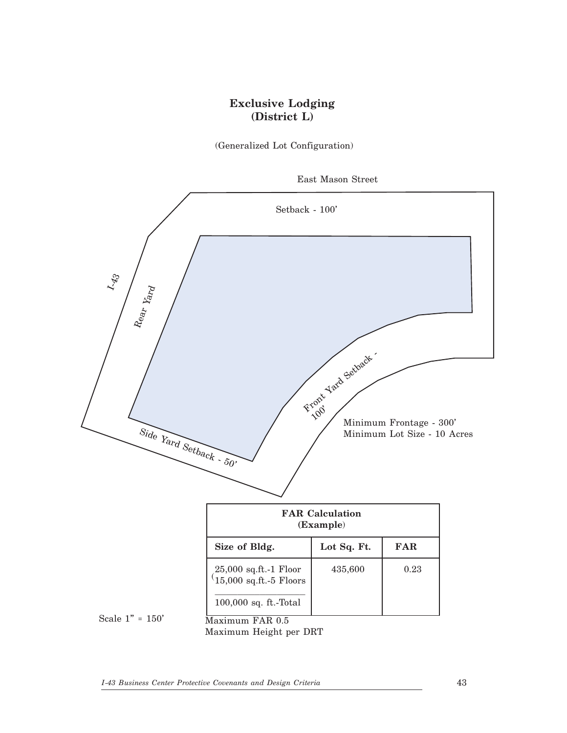## Exclusive Lodging
## (District L)

(Generalized Lot Configuration)

East Mason Street

Setback - 100'

I-43

Rear Yard

Front Yard Setback - 100'

Side Yard Setback - 50'

Minimum Frontage - 300'
Minimum Lot Size - 10 Acres

| FAR Calculation (Example) | | |
|---|---|---|
| **Size of Bldg.** | **Lot Sq. Ft.** | **FAR** |
| 25,000 sq.ft.-1 Floor<br>(15,000 sq.ft.-5 Floors<br>100,000 sq. ft.-Total | 435,600 | 0.23 |

Scale 1" = 150'

Maximum FAR 0.5
Maximum Height per DRT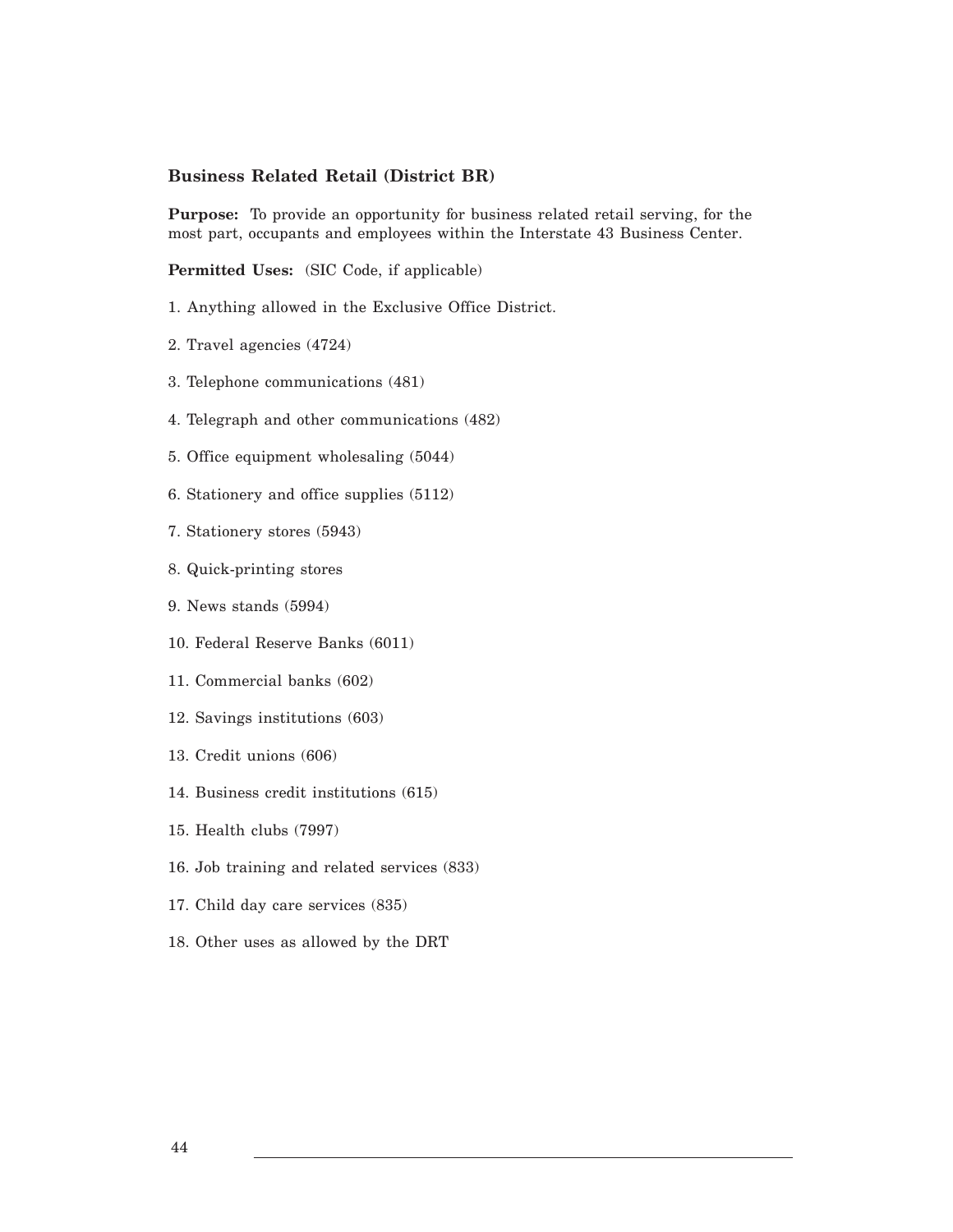### Business Related Retail (District BR)

**Purpose:** To provide an opportunity for business related retail serving, for the most part, occupants and employees within the Interstate 43 Business Center.

**Permitted Uses:** (SIC Code, if applicable)

1. Anything allowed in the Exclusive Office District.
2. Travel agencies (4724)
3. Telephone communications (481)
4. Telegraph and other communications (482)
5. Office equipment wholesaling (5044)
6. Stationery and office supplies (5112)
7. Stationery stores (5943)
8. Quick-printing stores
9. News stands (5994)
10. Federal Reserve Banks (6011)
11. Commercial banks (602)
12. Savings institutions (603)
13. Credit unions (606)
14. Business credit institutions (615)
15. Health clubs (7997)
16. Job training and related services (833)
17. Child day care services (835)
18. Other uses as allowed by the DRT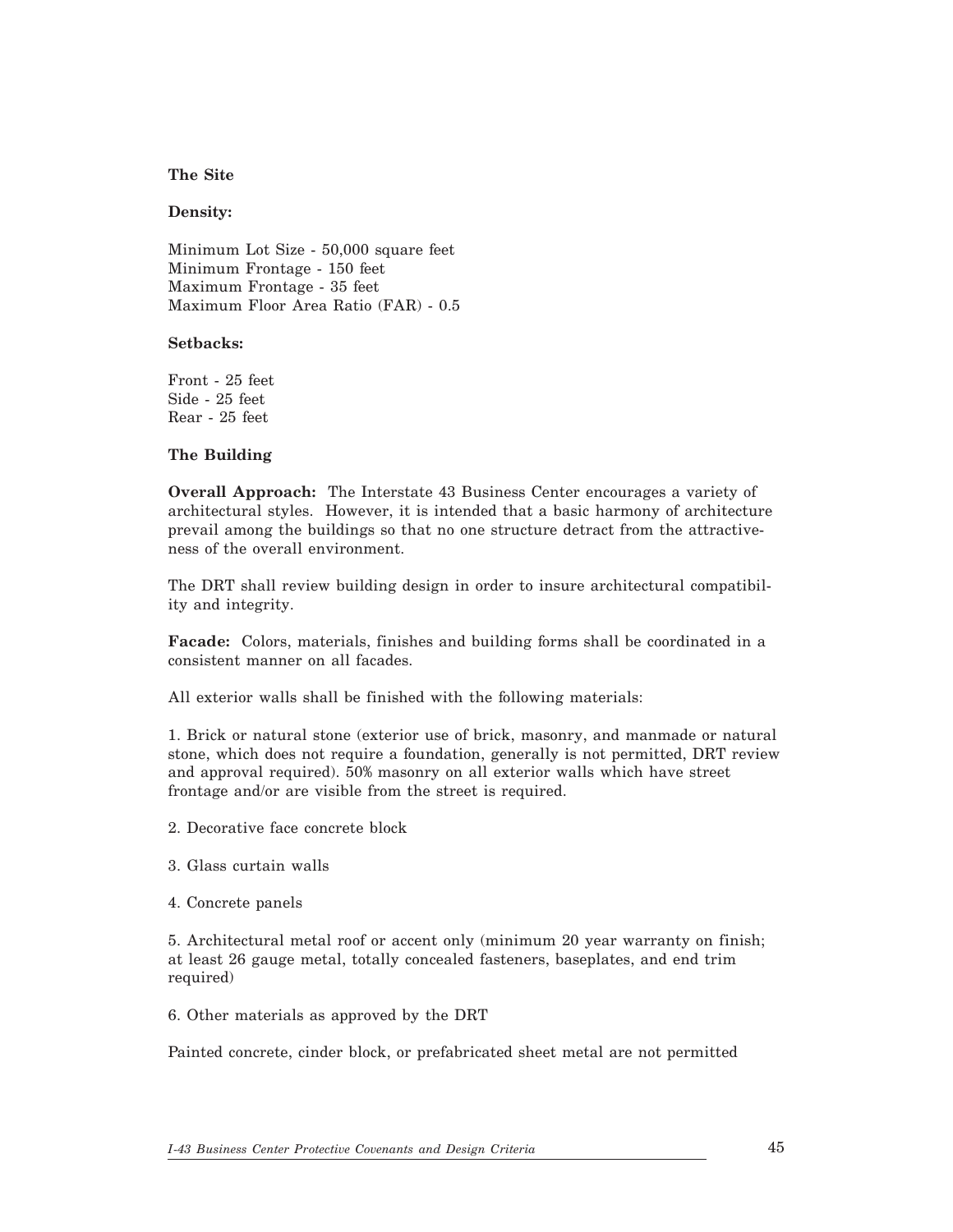**The Site**

**Density:**

Minimum Lot Size - 50,000 square feet
Minimum Frontage - 150 feet
Maximum Frontage - 35 feet
Maximum Floor Area Ratio (FAR) - 0.5

**Setbacks:**

Front - 25 feet
Side - 25 feet
Rear - 25 feet

**The Building**

**Overall Approach:** The Interstate 43 Business Center encourages a variety of architectural styles. However, it is intended that a basic harmony of architecture prevail among the buildings so that no one structure detract from the attractiveness of the overall environment.

The DRT shall review building design in order to insure architectural compatibility and integrity.

**Facade:** Colors, materials, finishes and building forms shall be coordinated in a consistent manner on all facades.

All exterior walls shall be finished with the following materials:

1. Brick or natural stone (exterior use of brick, masonry, and manmade or natural stone, which does not require a foundation, generally is not permitted, DRT review and approval required). 50% masonry on all exterior walls which have street frontage and/or are visible from the street is required.

2. Decorative face concrete block

3. Glass curtain walls

4. Concrete panels

5. Architectural metal roof or accent only (minimum 20 year warranty on finish; at least 26 gauge metal, totally concealed fasteners, baseplates, and end trim required)

6. Other materials as approved by the DRT

Painted concrete, cinder block, or prefabricated sheet metal are not permitted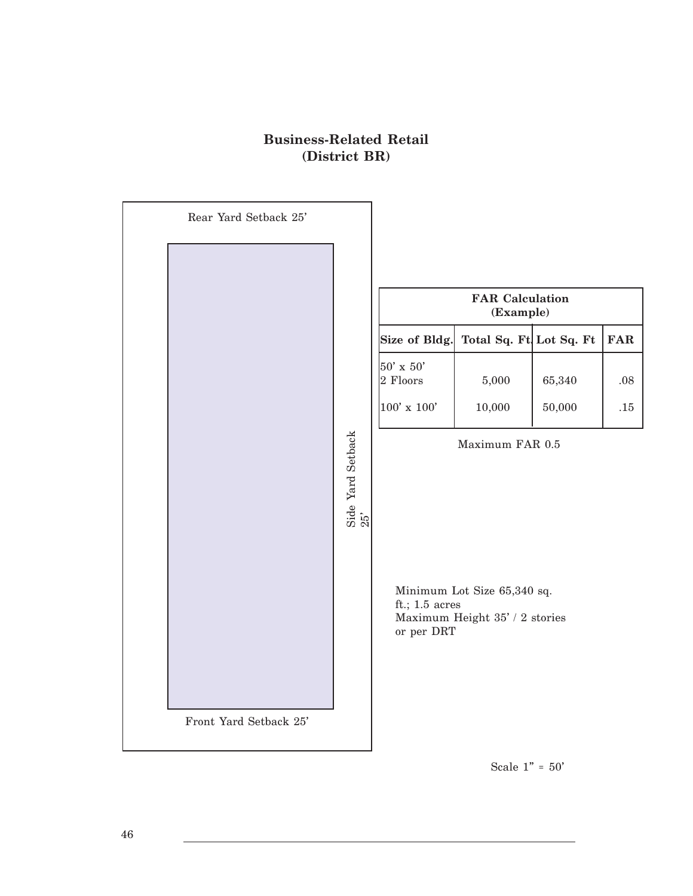## Business-Related Retail
## (District BR)

Rear Yard Setback 25'

Side Yard Setback 25'

Front Yard Setback 25'

| FAR Calculation (Example) | | | |
|---|---|---|---|
| Size of Bldg. | Total Sq. Ft. | Lot Sq. Ft | FAR |
| 50' x 50' 2 Floors | 5,000 | 65,340 | .08 |
| 100' x 100' | 10,000 | 50,000 | .15 |

Maximum FAR 0.5

Minimum Lot Size 65,340 sq. ft.; 1.5 acres
Maximum Height 35' / 2 stories or per DRT

Scale 1" = 50'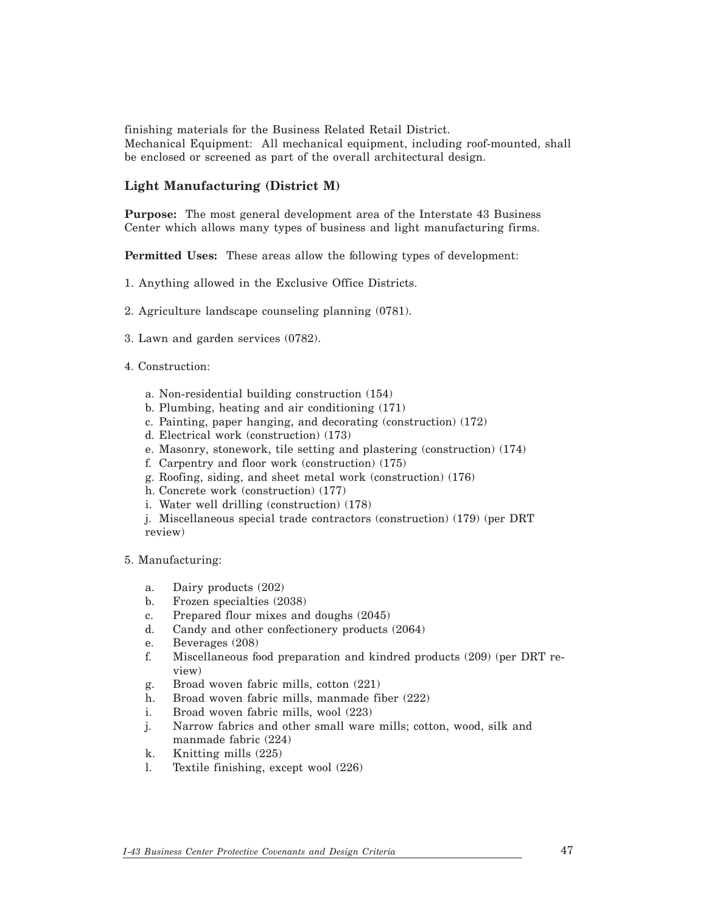finishing materials for the Business Related Retail District.
Mechanical Equipment: All mechanical equipment, including roof-mounted, shall be enclosed or screened as part of the overall architectural design.

### Light Manufacturing (District M)

**Purpose:** The most general development area of the Interstate 43 Business Center which allows many types of business and light manufacturing firms.

**Permitted Uses:** These areas allow the following types of development:

1. Anything allowed in the Exclusive Office Districts.

2. Agriculture landscape counseling planning (0781).

3. Lawn and garden services (0782).

4. Construction:

   a. Non-residential building construction (154)
   b. Plumbing, heating and air conditioning (171)
   c. Painting, paper hanging, and decorating (construction) (172)
   d. Electrical work (construction) (173)
   e. Masonry, stonework, tile setting and plastering (construction) (174)
   f. Carpentry and floor work (construction) (175)
   g. Roofing, siding, and sheet metal work (construction) (176)
   h. Concrete work (construction) (177)
   i. Water well drilling (construction) (178)
   j. Miscellaneous special trade contractors (construction) (179) (per DRT review)

5. Manufacturing:

   a. Dairy products (202)
   b. Frozen specialties (2038)
   c. Prepared flour mixes and doughs (2045)
   d. Candy and other confectionery products (2064)
   e. Beverages (208)
   f. Miscellaneous food preparation and kindred products (209) (per DRT review)
   g. Broad woven fabric mills, cotton (221)
   h. Broad woven fabric mills, manmade fiber (222)
   i. Broad woven fabric mills, wool (223)
   j. Narrow fabrics and other small ware mills; cotton, wood, silk and manmade fabric (224)
   k. Knitting mills (225)
   l. Textile finishing, except wool (226)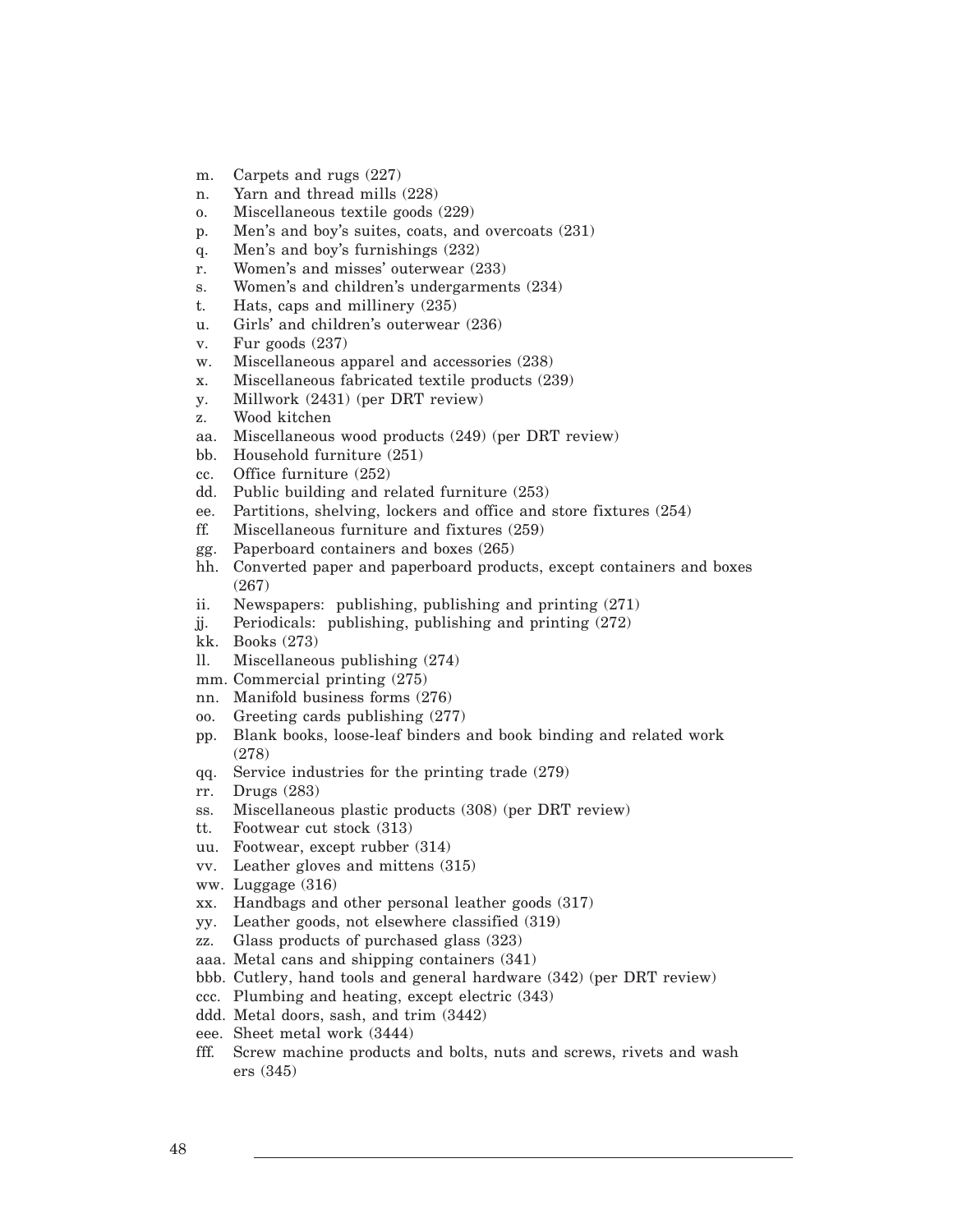m. Carpets and rugs (227)
n. Yarn and thread mills (228)
o. Miscellaneous textile goods (229)
p. Men's and boy's suites, coats, and overcoats (231)
q. Men's and boy's furnishings (232)
r. Women's and misses' outerwear (233)
s. Women's and children's undergarments (234)
t. Hats, caps and millinery (235)
u. Girls' and children's outerwear (236)
v. Fur goods (237)
w. Miscellaneous apparel and accessories (238)
x. Miscellaneous fabricated textile products (239)
y. Millwork (2431) (per DRT review)
z. Wood kitchen
aa. Miscellaneous wood products (249) (per DRT review)
bb. Household furniture (251)
cc. Office furniture (252)
dd. Public building and related furniture (253)
ee. Partitions, shelving, lockers and office and store fixtures (254)
ff. Miscellaneous furniture and fixtures (259)
gg. Paperboard containers and boxes (265)
hh. Converted paper and paperboard products, except containers and boxes (267)
ii. Newspapers: publishing, publishing and printing (271)
jj. Periodicals: publishing, publishing and printing (272)
kk. Books (273)
ll. Miscellaneous publishing (274)
mm. Commercial printing (275)
nn. Manifold business forms (276)
oo. Greeting cards publishing (277)
pp. Blank books, loose-leaf binders and book binding and related work (278)
qq. Service industries for the printing trade (279)
rr. Drugs (283)
ss. Miscellaneous plastic products (308) (per DRT review)
tt. Footwear cut stock (313)
uu. Footwear, except rubber (314)
vv. Leather gloves and mittens (315)
ww. Luggage (316)
xx. Handbags and other personal leather goods (317)
yy. Leather goods, not elsewhere classified (319)
zz. Glass products of purchased glass (323)
aaa. Metal cans and shipping containers (341)
bbb. Cutlery, hand tools and general hardware (342) (per DRT review)
ccc. Plumbing and heating, except electric (343)
ddd. Metal doors, sash, and trim (3442)
eee. Sheet metal work (3444)
fff. Screw machine products and bolts, nuts and screws, rivets and washers (345)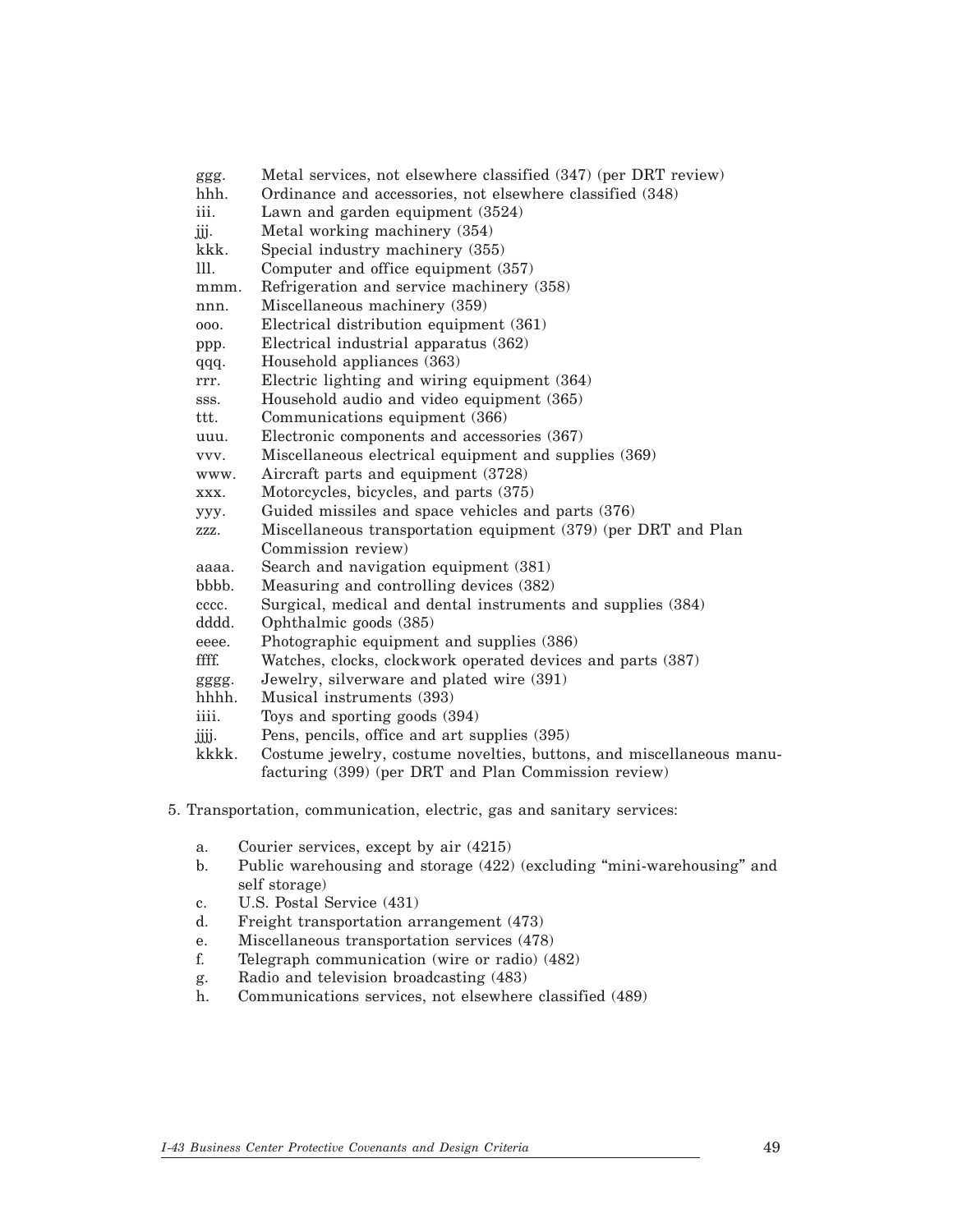ggg. Metal services, not elsewhere classified (347) (per DRT review)
hhh. Ordinance and accessories, not elsewhere classified (348)
iii. Lawn and garden equipment (3524)
jjj. Metal working machinery (354)
kkk. Special industry machinery (355)
lll. Computer and office equipment (357)
mmm. Refrigeration and service machinery (358)
nnn. Miscellaneous machinery (359)
ooo. Electrical distribution equipment (361)
ppp. Electrical industrial apparatus (362)
qqq. Household appliances (363)
rrr. Electric lighting and wiring equipment (364)
sss. Household audio and video equipment (365)
ttt. Communications equipment (366)
uuu. Electronic components and accessories (367)
vvv. Miscellaneous electrical equipment and supplies (369)
www. Aircraft parts and equipment (3728)
xxx. Motorcycles, bicycles, and parts (375)
yyy. Guided missiles and space vehicles and parts (376)
zzz. Miscellaneous transportation equipment (379) (per DRT and Plan Commission review)
aaaa. Search and navigation equipment (381)
bbbb. Measuring and controlling devices (382)
cccc. Surgical, medical and dental instruments and supplies (384)
dddd. Ophthalmic goods (385)
eeee. Photographic equipment and supplies (386)
ffff. Watches, clocks, clockwork operated devices and parts (387)
gggg. Jewelry, silverware and plated wire (391)
hhhh. Musical instruments (393)
iiii. Toys and sporting goods (394)
jjjj. Pens, pencils, office and art supplies (395)
kkkk. Costume jewelry, costume novelties, buttons, and miscellaneous manufacturing (399) (per DRT and Plan Commission review)

5. Transportation, communication, electric, gas and sanitary services:

a. Courier services, except by air (4215)
b. Public warehousing and storage (422) (excluding "mini-warehousing" and self storage)
c. U.S. Postal Service (431)
d. Freight transportation arrangement (473)
e. Miscellaneous transportation services (478)
f. Telegraph communication (wire or radio) (482)
g. Radio and television broadcasting (483)
h. Communications services, not elsewhere classified (489)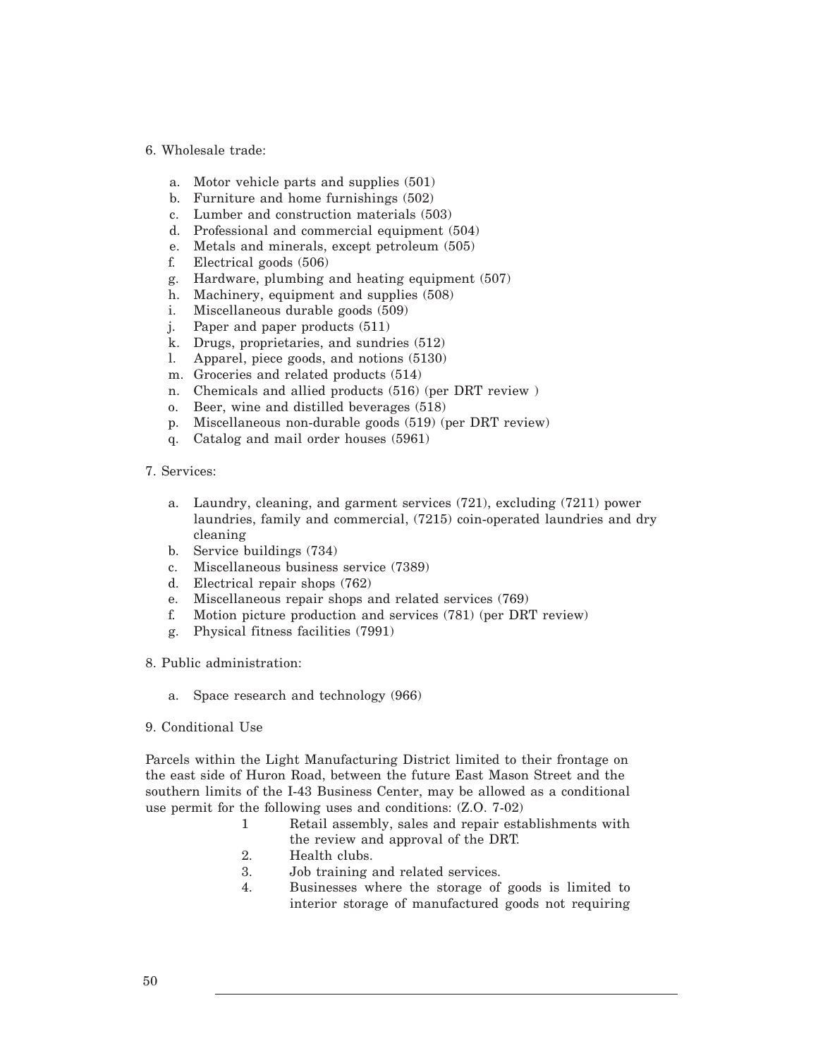6. Wholesale trade:

   a. Motor vehicle parts and supplies (501)
   b. Furniture and home furnishings (502)
   c. Lumber and construction materials (503)
   d. Professional and commercial equipment (504)
   e. Metals and minerals, except petroleum (505)
   f. Electrical goods (506)
   g. Hardware, plumbing and heating equipment (507)
   h. Machinery, equipment and supplies (508)
   i. Miscellaneous durable goods (509)
   j. Paper and paper products (511)
   k. Drugs, proprietaries, and sundries (512)
   l. Apparel, piece goods, and notions (5130)
   m. Groceries and related products (514)
   n. Chemicals and allied products (516) (per DRT review )
   o. Beer, wine and distilled beverages (518)
   p. Miscellaneous non-durable goods (519) (per DRT review)
   q. Catalog and mail order houses (5961)

7. Services:

   a. Laundry, cleaning, and garment services (721), excluding (7211) power laundries, family and commercial, (7215) coin-operated laundries and dry cleaning
   b. Service buildings (734)
   c. Miscellaneous business service (7389)
   d. Electrical repair shops (762)
   e. Miscellaneous repair shops and related services (769)
   f. Motion picture production and services (781) (per DRT review)
   g. Physical fitness facilities (7991)

8. Public administration:

   a. Space research and technology (966)

9. Conditional Use

Parcels within the Light Manufacturing District limited to their frontage on the east side of Huron Road, between the future East Mason Street and the southern limits of the I-43 Business Center, may be allowed as a conditional use permit for the following uses and conditions: (Z.O. 7-02)

1 Retail assembly, sales and repair establishments with the review and approval of the DRT.
2. Health clubs.
3. Job training and related services.
4. Businesses where the storage of goods is limited to interior storage of manufactured goods not requiring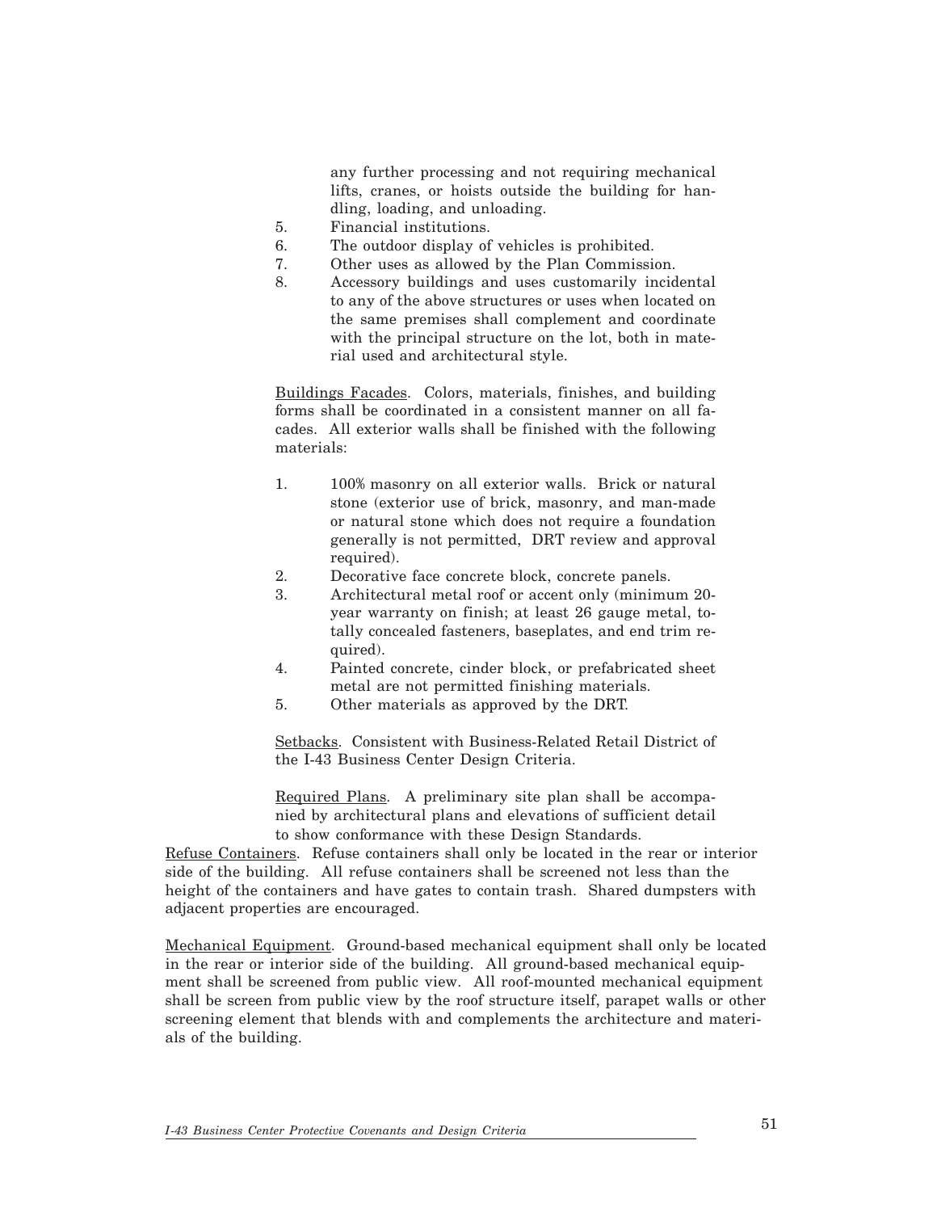any further processing and not requiring mechanical lifts, cranes, or hoists outside the building for handling, loading, and unloading.

5. Financial institutions.
6. The outdoor display of vehicles is prohibited.
7. Other uses as allowed by the Plan Commission.
8. Accessory buildings and uses customarily incidental to any of the above structures or uses when located on the same premises shall complement and coordinate with the principal structure on the lot, both in material used and architectural style.

<u>Buildings Facades</u>. Colors, materials, finishes, and building forms shall be coordinated in a consistent manner on all facades. All exterior walls shall be finished with the following materials:

1. 100% masonry on all exterior walls. Brick or natural stone (exterior use of brick, masonry, and man-made or natural stone which does not require a foundation generally is not permitted, DRT review and approval required).
2. Decorative face concrete block, concrete panels.
3. Architectural metal roof or accent only (minimum 20-year warranty on finish; at least 26 gauge metal, totally concealed fasteners, baseplates, and end trim required).
4. Painted concrete, cinder block, or prefabricated sheet metal are not permitted finishing materials.
5. Other materials as approved by the DRT.

<u>Setbacks</u>. Consistent with Business-Related Retail District of the I-43 Business Center Design Criteria.

<u>Required Plans</u>. A preliminary site plan shall be accompanied by architectural plans and elevations of sufficient detail to show conformance with these Design Standards.

<u>Refuse Containers</u>. Refuse containers shall only be located in the rear or interior side of the building. All refuse containers shall be screened not less than the height of the containers and have gates to contain trash. Shared dumpsters with adjacent properties are encouraged.

<u>Mechanical Equipment</u>. Ground-based mechanical equipment shall only be located in the rear or interior side of the building. All ground-based mechanical equipment shall be screened from public view. All roof-mounted mechanical equipment shall be screen from public view by the roof structure itself, parapet walls or other screening element that blends with and complements the architecture and materials of the building.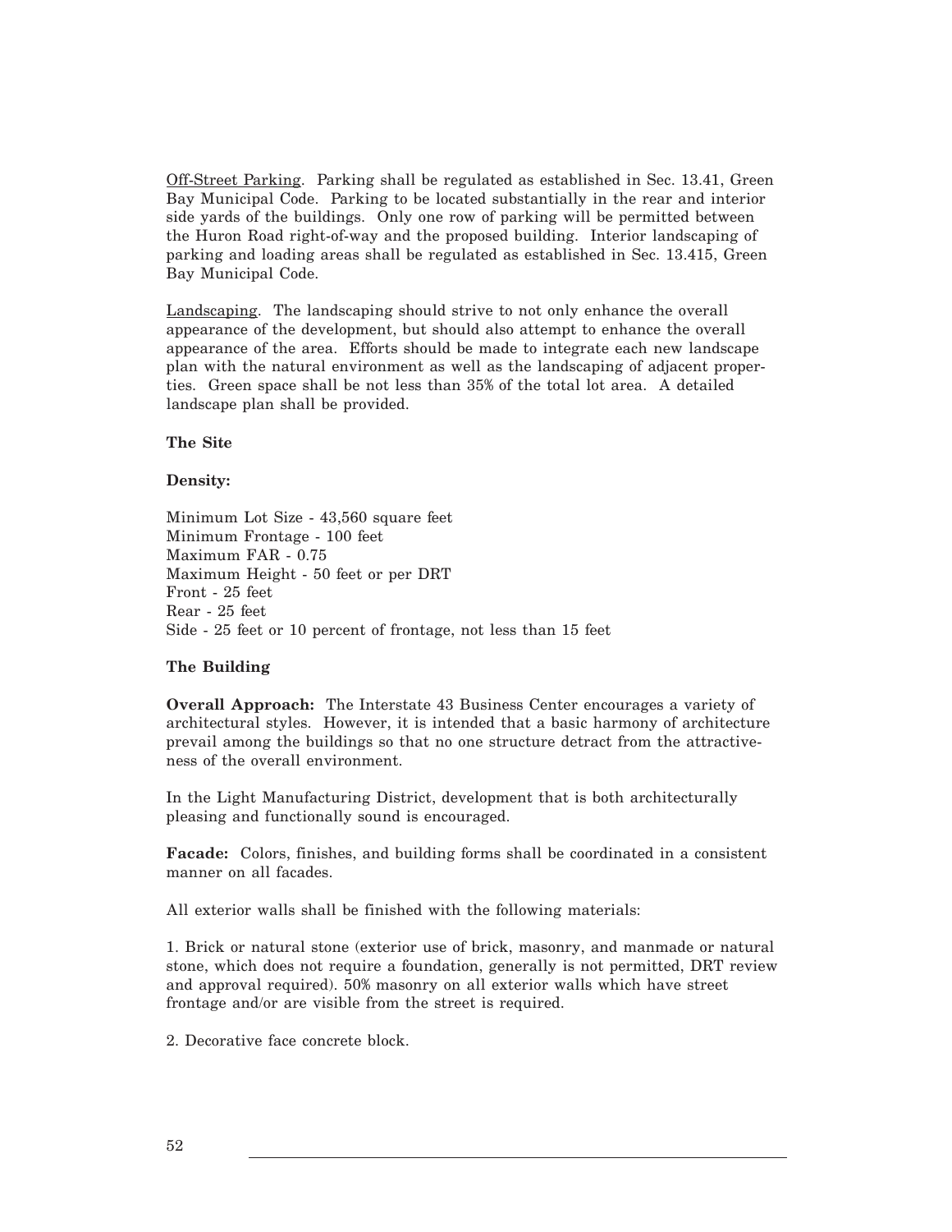Off-Street Parking. Parking shall be regulated as established in Sec. 13.41, Green Bay Municipal Code. Parking to be located substantially in the rear and interior side yards of the buildings. Only one row of parking will be permitted between the Huron Road right-of-way and the proposed building. Interior landscaping of parking and loading areas shall be regulated as established in Sec. 13.415, Green Bay Municipal Code.

Landscaping. The landscaping should strive to not only enhance the overall appearance of the development, but should also attempt to enhance the overall appearance of the area. Efforts should be made to integrate each new landscape plan with the natural environment as well as the landscaping of adjacent properties. Green space shall be not less than 35% of the total lot area. A detailed landscape plan shall be provided.

**The Site**

**Density:**

Minimum Lot Size - 43,560 square feet
Minimum Frontage - 100 feet
Maximum FAR - 0.75
Maximum Height - 50 feet or per DRT
Front - 25 feet
Rear - 25 feet
Side - 25 feet or 10 percent of frontage, not less than 15 feet

**The Building**

**Overall Approach:** The Interstate 43 Business Center encourages a variety of architectural styles. However, it is intended that a basic harmony of architecture prevail among the buildings so that no one structure detract from the attractiveness of the overall environment.

In the Light Manufacturing District, development that is both architecturally pleasing and functionally sound is encouraged.

**Facade:** Colors, finishes, and building forms shall be coordinated in a consistent manner on all facades.

All exterior walls shall be finished with the following materials:

1. Brick or natural stone (exterior use of brick, masonry, and manmade or natural stone, which does not require a foundation, generally is not permitted, DRT review and approval required). 50% masonry on all exterior walls which have street frontage and/or are visible from the street is required.

2. Decorative face concrete block.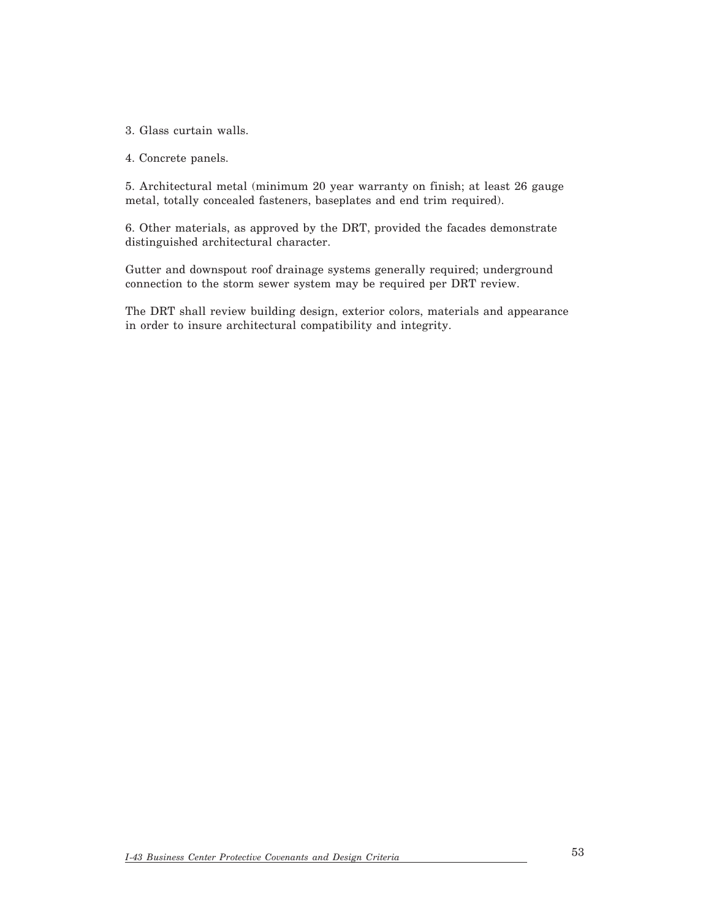3. Glass curtain walls.

4. Concrete panels.

5. Architectural metal (minimum 20 year warranty on finish; at least 26 gauge metal, totally concealed fasteners, baseplates and end trim required).

6. Other materials, as approved by the DRT, provided the facades demonstrate distinguished architectural character.

Gutter and downspout roof drainage systems generally required; underground connection to the storm sewer system may be required per DRT review.

The DRT shall review building design, exterior colors, materials and appearance in order to insure architectural compatibility and integrity.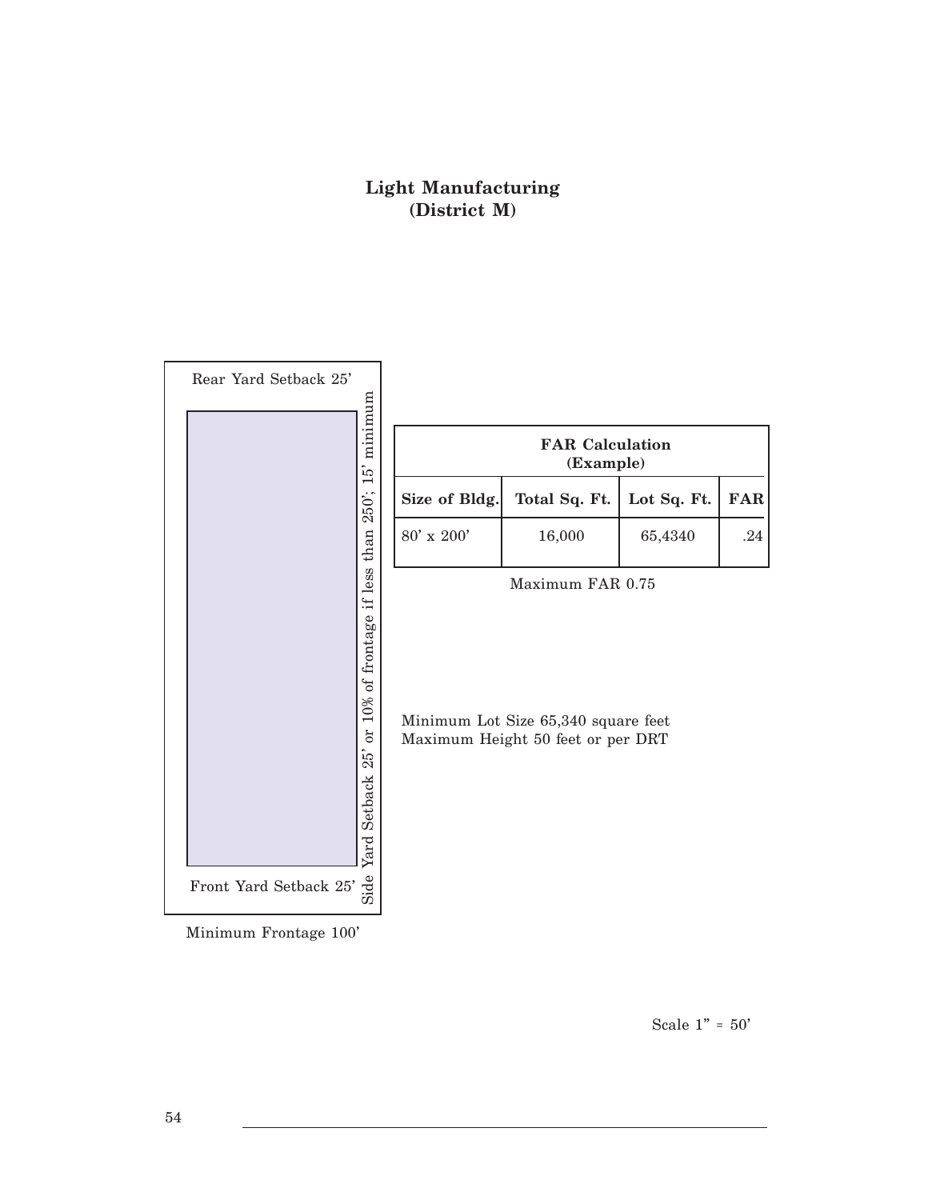# Light Manufacturing
## (District M)

Rear Yard Setback 25'

Side Yard Setback 25' or 10% of frontage if less than 250'; 15' minimum

Front Yard Setback 25'

Minimum Frontage 100'

| FAR Calculation (Example) | | | |
|---|---|---|---|
| **Size of Bldg.** | **Total Sq. Ft.** | **Lot Sq. Ft.** | **FAR** |
| 80' x 200' | 16,000 | 65,4340 | .24 |

Maximum FAR 0.75

Minimum Lot Size 65,340 square feet
Maximum Height 50 feet or per DRT

Scale 1" = 50'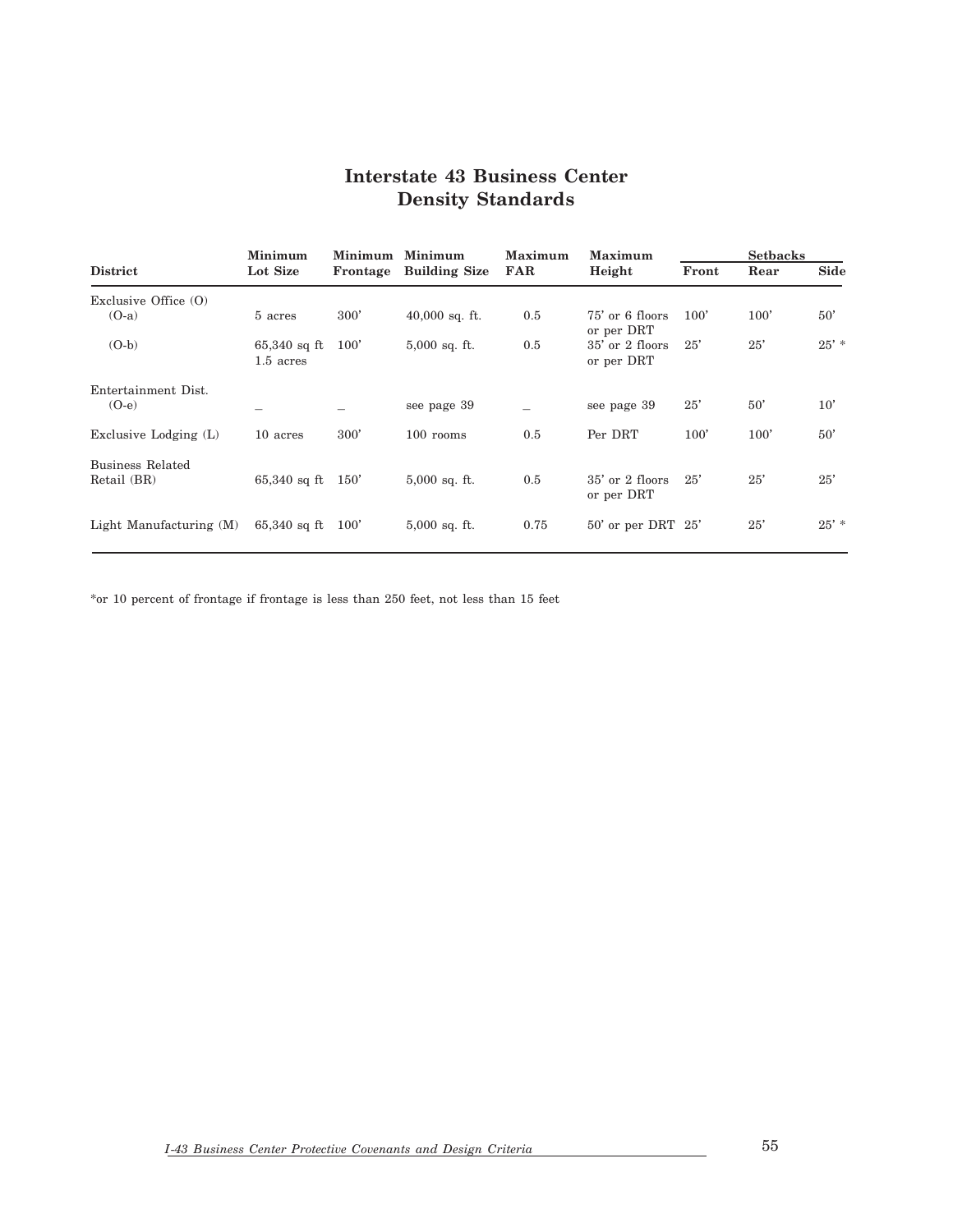# Interstate 43 Business Center Density Standards

| District | Minimum Lot Size | Minimum Frontage | Minimum Building Size | Maximum FAR | Maximum Height | Setbacks | | |
|---|---|---|---|---|---|---|---|---|
| | | | | | | Front | Rear | Side |
| Exclusive Office (O) | | | | | | | | |
| (O-a) | 5 acres | 300' | 40,000 sq. ft. | 0.5 | 75' or 6 floors or per DRT | 100' | 100' | 50' |
| (O-b) | 65,340 sq ft 1.5 acres | 100' | 5,000 sq. ft. | 0.5 | 35' or 2 floors or per DRT | 25' | 25' | 25' * |
| Entertainment Dist. (O-e) | – | – | see page 39 | – | see page 39 | 25' | 50' | 10' |
| Exclusive Lodging (L) | 10 acres | 300' | 100 rooms | 0.5 | Per DRT | 100' | 100' | 50' |
| Business Related Retail (BR) | 65,340 sq ft | 150' | 5,000 sq. ft. | 0.5 | 35' or 2 floors or per DRT | 25' | 25' | 25' |
| Light Manufacturing (M) | 65,340 sq ft | 100' | 5,000 sq. ft. | 0.75 | 50' or per DRT | 25' | 25' | 25' * |

*or 10 percent of frontage if frontage is less than 250 feet, not less than 15 feet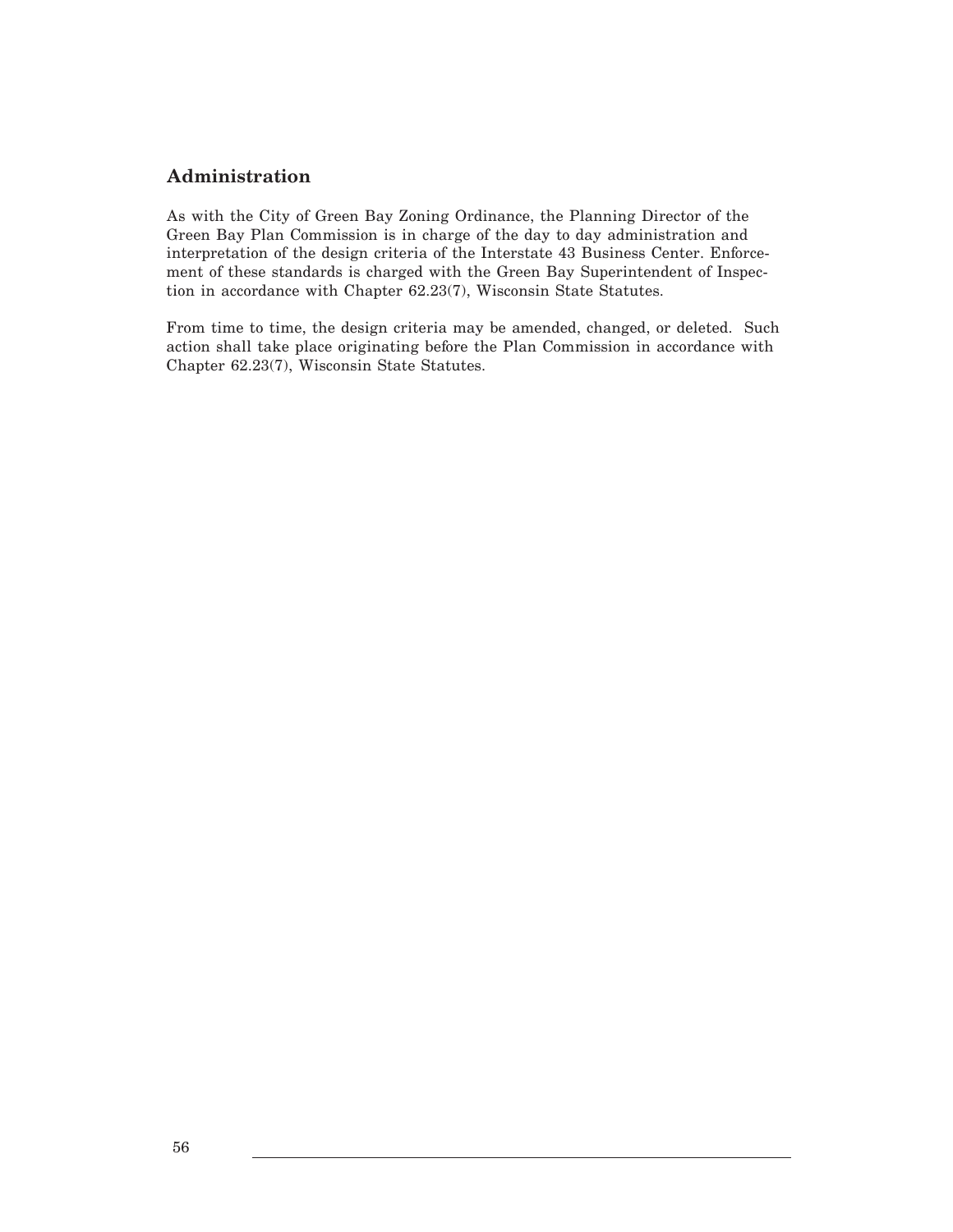## Administration

As with the City of Green Bay Zoning Ordinance, the Planning Director of the Green Bay Plan Commission is in charge of the day to day administration and interpretation of the design criteria of the Interstate 43 Business Center. Enforcement of these standards is charged with the Green Bay Superintendent of Inspection in accordance with Chapter 62.23(7), Wisconsin State Statutes.

From time to time, the design criteria may be amended, changed, or deleted. Such action shall take place originating before the Plan Commission in accordance with Chapter 62.23(7), Wisconsin State Statutes.